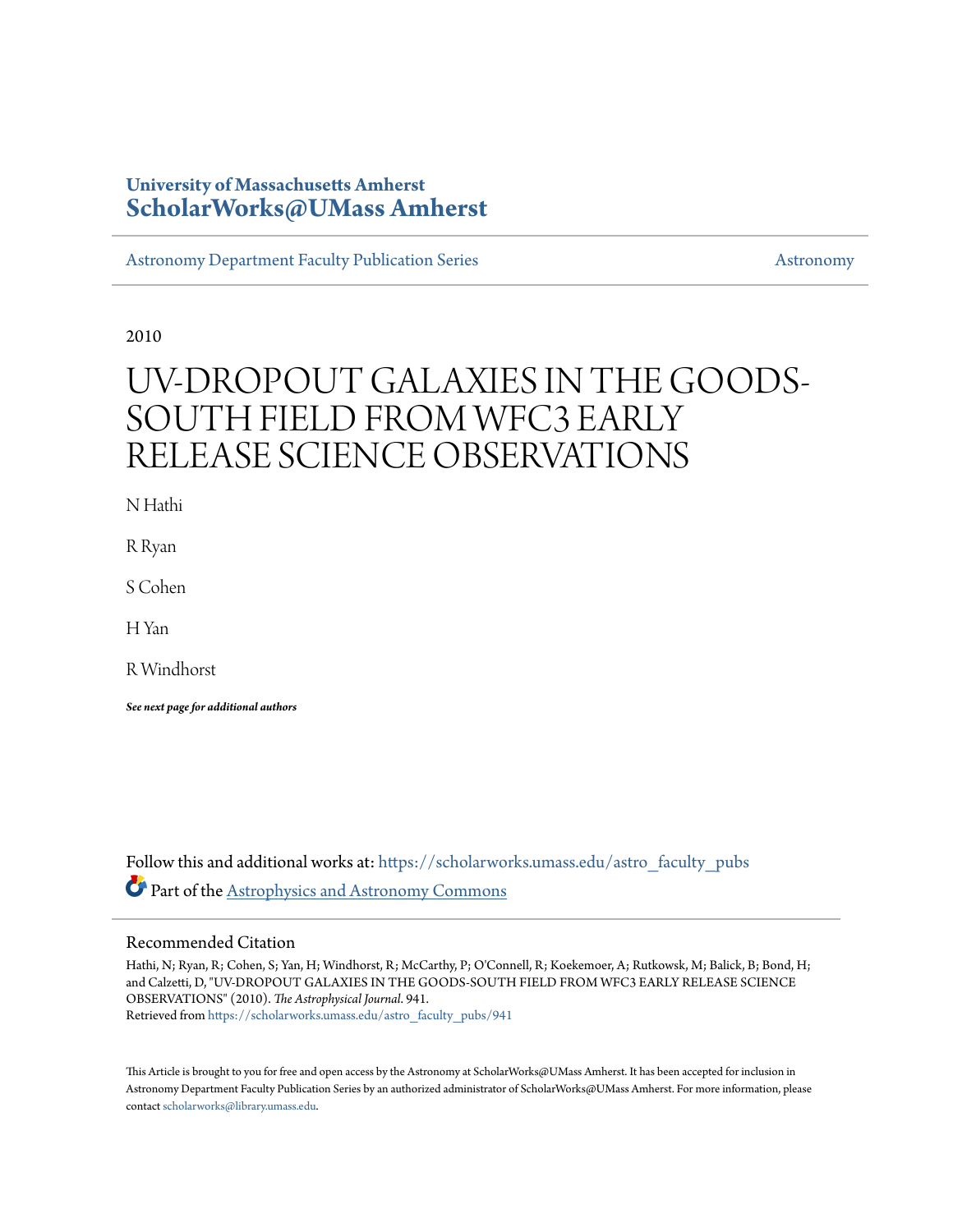University of Massachusetts Amherst
**ScholarWorks@UMass Amherst**

Astronomy Department Faculty Publication Series | Astronomy

2010

# UV-DROPOUT GALAXIES IN THE GOODS-SOUTH FIELD FROM WFC3 EARLY RELEASE SCIENCE OBSERVATIONS

N Hathi

R Ryan

S Cohen

H Yan

R Windhorst

***See next page for additional authors***

Follow this and additional works at: https://scholarworks.umass.edu/astro_faculty_pubs

Part of the Astrophysics and Astronomy Commons

## Recommended Citation

Hathi, N; Ryan, R; Cohen, S; Yan, H; Windhorst, R; McCarthy, P; O'Connell, R; Koekemoer, A; Rutkowsk, M; Balick, B; Bond, H; and Calzetti, D, "UV-DROPOUT GALAXIES IN THE GOODS-SOUTH FIELD FROM WFC3 EARLY RELEASE SCIENCE OBSERVATIONS" (2010). *The Astrophysical Journal*. 941.
Retrieved from https://scholarworks.umass.edu/astro_faculty_pubs/941

This Article is brought to you for free and open access by the Astronomy at ScholarWorks@UMass Amherst. It has been accepted for inclusion in Astronomy Department Faculty Publication Series by an authorized administrator of ScholarWorks@UMass Amherst. For more information, please contact scholarworks@library.umass.edu.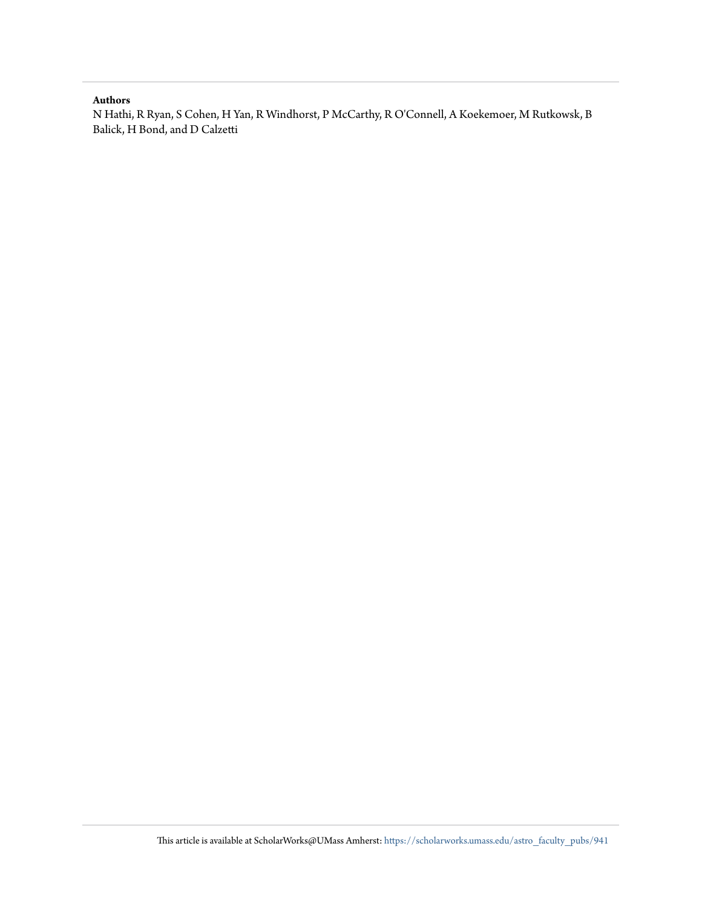**Authors**

N Hathi, R Ryan, S Cohen, H Yan, R Windhorst, P McCarthy, R O'Connell, A Koekemoer, M Rutkowsk, B Balick, H Bond, and D Calzetti

This article is available at ScholarWorks@UMass Amherst: https://scholarworks.umass.edu/astro_faculty_pubs/941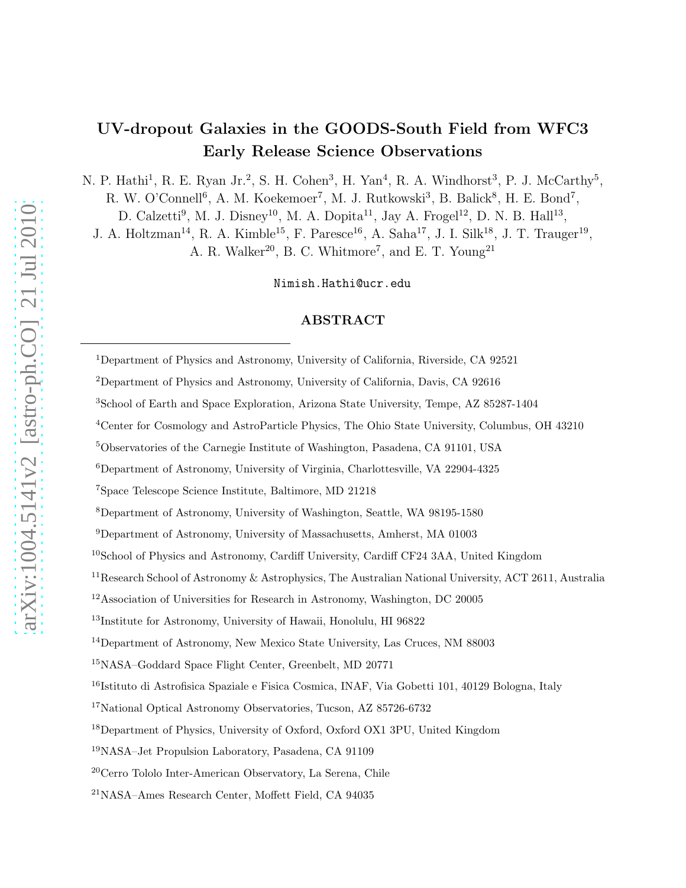# UV-dropout Galaxies in the GOODS-South Field from WFC3 Early Release Science Observations

N. P. Hathi[1], R. E. Ryan Jr.[2], S. H. Cohen[3], H. Yan[4], R. A. Windhorst[3], P. J. McCarthy[5], R. W. O'Connell[6], A. M. Koekemoer[7], M. J. Rutkowski[3], B. Balick[8], H. E. Bond[7], D. Calzetti[9], M. J. Disney[10], M. A. Dopita[11], Jay A. Frogel[12], D. N. B. Hall[13], J. A. Holtzman[14], R. A. Kimble[15], F. Paresce[16], A. Saha[17], J. I. Silk[18], J. T. Trauger[19], A. R. Walker[20], B. C. Whitmore[7], and E. T. Young[21]

Nimish.Hathi@ucr.edu

## ABSTRACT

---

[1]Department of Physics and Astronomy, University of California, Riverside, CA 92521

[2]Department of Physics and Astronomy, University of California, Davis, CA 92616

[3]School of Earth and Space Exploration, Arizona State University, Tempe, AZ 85287-1404

[4]Center for Cosmology and AstroParticle Physics, The Ohio State University, Columbus, OH 43210

[5]Observatories of the Carnegie Institute of Washington, Pasadena, CA 91101, USA

[6]Department of Astronomy, University of Virginia, Charlottesville, VA 22904-4325

[7]Space Telescope Science Institute, Baltimore, MD 21218

[8]Department of Astronomy, University of Washington, Seattle, WA 98195-1580

[9]Department of Astronomy, University of Massachusetts, Amherst, MA 01003

[10]School of Physics and Astronomy, Cardiff University, Cardiff CF24 3AA, United Kingdom

[11]Research School of Astronomy & Astrophysics, The Australian National University, ACT 2611, Australia

[12]Association of Universities for Research in Astronomy, Washington, DC 20005

[13]Institute for Astronomy, University of Hawaii, Honolulu, HI 96822

[14]Department of Astronomy, New Mexico State University, Las Cruces, NM 88003

[15]NASA–Goddard Space Flight Center, Greenbelt, MD 20771

[16]Istituto di Astrofisica Spaziale e Fisica Cosmica, INAF, Via Gobetti 101, 40129 Bologna, Italy

[17]National Optical Astronomy Observatories, Tucson, AZ 85726-6732

[18]Department of Physics, University of Oxford, Oxford OX1 3PU, United Kingdom

[19]NASA–Jet Propulsion Laboratory, Pasadena, CA 91109

[20]Cerro Tololo Inter-American Observatory, La Serena, Chile

[21]NASA–Ames Research Center, Moffett Field, CA 94035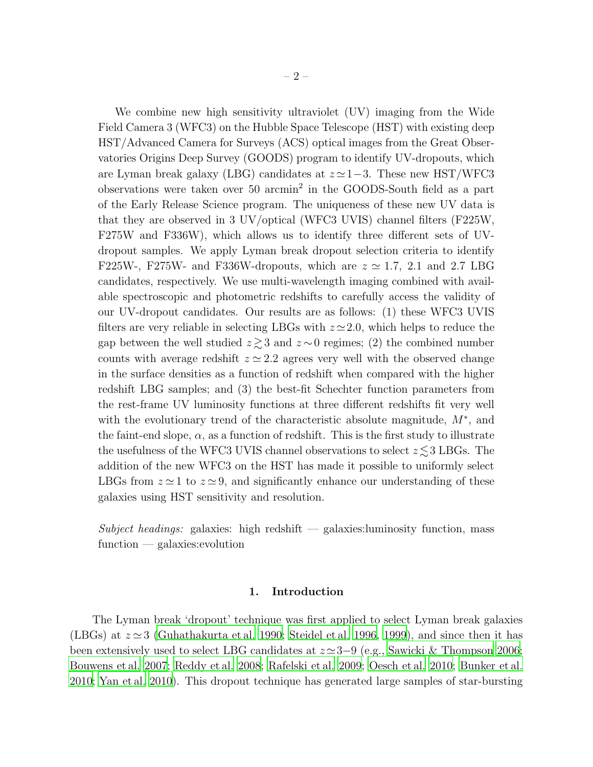We combine new high sensitivity ultraviolet (UV) imaging from the Wide Field Camera 3 (WFC3) on the Hubble Space Telescope (HST) with existing deep HST/Advanced Camera for Surveys (ACS) optical images from the Great Observatories Origins Deep Survey (GOODS) program to identify UV-dropouts, which are Lyman break galaxy (LBG) candidates at $z \simeq 1-3$. These new HST/WFC3 observations were taken over 50 arcmin$^2$ in the GOODS-South field as a part of the Early Release Science program. The uniqueness of these new UV data is that they are observed in 3 UV/optical (WFC3 UVIS) channel filters (F225W, F275W and F336W), which allows us to identify three different sets of UV-dropout samples. We apply Lyman break dropout selection criteria to identify F225W-, F275W- and F336W-dropouts, which are $z \simeq 1.7$, 2.1 and 2.7 LBG candidates, respectively. We use multi-wavelength imaging combined with available spectroscopic and photometric redshifts to carefully access the validity of our UV-dropout candidates. Our results are as follows: (1) these WFC3 UVIS filters are very reliable in selecting LBGs with $z \simeq 2.0$, which helps to reduce the gap between the well studied $z \gtrsim 3$ and $z \sim 0$ regimes; (2) the combined number counts with average redshift $z \simeq 2.2$ agrees very well with the observed change in the surface densities as a function of redshift when compared with the higher redshift LBG samples; and (3) the best-fit Schechter function parameters from the rest-frame UV luminosity functions at three different redshifts fit very well with the evolutionary trend of the characteristic absolute magnitude, $M^*$, and the faint-end slope, $\alpha$, as a function of redshift. This is the first study to illustrate the usefulness of the WFC3 UVIS channel observations to select $z \lesssim 3$ LBGs. The addition of the new WFC3 on the HST has made it possible to uniformly select LBGs from $z \simeq 1$ to $z \simeq 9$, and significantly enhance our understanding of these galaxies using HST sensitivity and resolution.

*Subject headings:* galaxies: high redshift — galaxies:luminosity function, mass function — galaxies:evolution

## 1. Introduction

The Lyman break 'dropout' technique was first applied to select Lyman break galaxies (LBGs) at $z \simeq 3$ (Guhathakurta et al. 1990; Steidel et al. 1996, 1999), and since then it has been extensively used to select LBG candidates at $z \simeq 3-9$ (e.g., Sawicki & Thompson 2006; Bouwens et al. 2007; Reddy et al. 2008; Rafelski et al. 2009; Oesch et al. 2010; Bunker et al. 2010; Yan et al. 2010). This dropout technique has generated large samples of star-bursting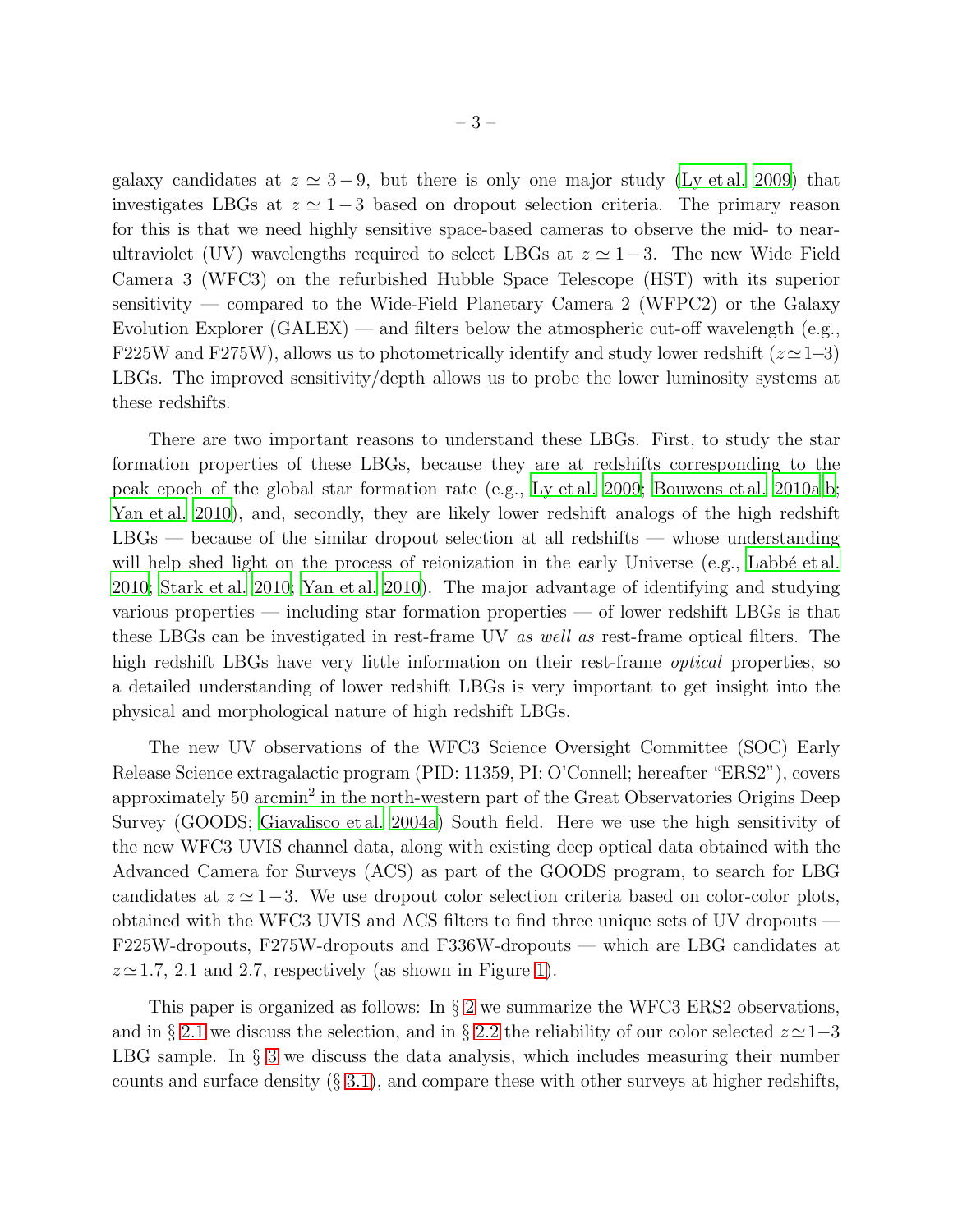galaxy candidates at $z \simeq 3-9$, but there is only one major study (Ly et al. 2009) that investigates LBGs at $z \simeq 1-3$ based on dropout selection criteria. The primary reason for this is that we need highly sensitive space-based cameras to observe the mid- to near-ultraviolet (UV) wavelengths required to select LBGs at $z \simeq 1-3$. The new Wide Field Camera 3 (WFC3) on the refurbished Hubble Space Telescope (HST) with its superior sensitivity — compared to the Wide-Field Planetary Camera 2 (WFPC2) or the Galaxy Evolution Explorer (GALEX) — and filters below the atmospheric cut-off wavelength (e.g., F225W and F275W), allows us to photometrically identify and study lower redshift ($z \simeq 1$–3) LBGs. The improved sensitivity/depth allows us to probe the lower luminosity systems at these redshifts.

There are two important reasons to understand these LBGs. First, to study the star formation properties of these LBGs, because they are at redshifts corresponding to the peak epoch of the global star formation rate (e.g., Ly et al. 2009; Bouwens et al. 2010a,b; Yan et al. 2010), and, secondly, they are likely lower redshift analogs of the high redshift LBGs — because of the similar dropout selection at all redshifts — whose understanding will help shed light on the process of reionization in the early Universe (e.g., Labbé et al. 2010; Stark et al. 2010; Yan et al. 2010). The major advantage of identifying and studying various properties — including star formation properties — of lower redshift LBGs is that these LBGs can be investigated in rest-frame UV *as well as* rest-frame optical filters. The high redshift LBGs have very little information on their rest-frame *optical* properties, so a detailed understanding of lower redshift LBGs is very important to get insight into the physical and morphological nature of high redshift LBGs.

The new UV observations of the WFC3 Science Oversight Committee (SOC) Early Release Science extragalactic program (PID: 11359, PI: O'Connell; hereafter "ERS2"), covers approximately 50 arcmin$^2$ in the north-western part of the Great Observatories Origins Deep Survey (GOODS; Giavalisco et al. 2004a) South field. Here we use the high sensitivity of the new WFC3 UVIS channel data, along with existing deep optical data obtained with the Advanced Camera for Surveys (ACS) as part of the GOODS program, to search for LBG candidates at $z \simeq 1-3$. We use dropout color selection criteria based on color-color plots, obtained with the WFC3 UVIS and ACS filters to find three unique sets of UV dropouts — F225W-dropouts, F275W-dropouts and F336W-dropouts — which are LBG candidates at $z \simeq 1.7$, 2.1 and 2.7, respectively (as shown in Figure 1).

This paper is organized as follows: In § 2 we summarize the WFC3 ERS2 observations, and in § 2.1 we discuss the selection, and in § 2.2 the reliability of our color selected $z \simeq 1-3$ LBG sample. In § 3 we discuss the data analysis, which includes measuring their number counts and surface density (§ 3.1), and compare these with other surveys at higher redshifts,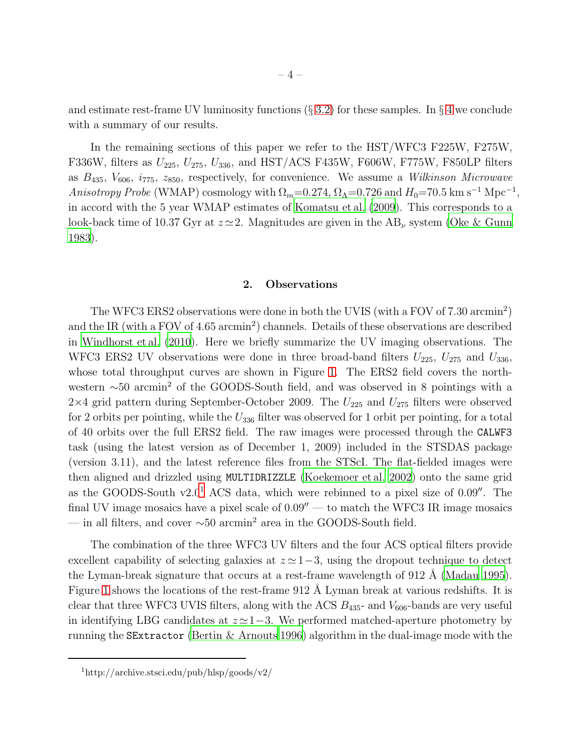and estimate rest-frame UV luminosity functions (§ 3.2) for these samples. In § 4 we conclude with a summary of our results.

In the remaining sections of this paper we refer to the HST/WFC3 F225W, F275W, F336W, filters as $U_{225}$, $U_{275}$, $U_{336}$, and HST/ACS F435W, F606W, F775W, F850LP filters as $B_{435}$, $V_{606}$, $i_{775}$, $z_{850}$, respectively, for convenience. We assume a *Wilkinson Microwave Anisotropy Probe* (WMAP) cosmology with $\Omega_m$=0.274, $\Omega_\Lambda$=0.726 and $H_0$=70.5 km s$^{-1}$ Mpc$^{-1}$, in accord with the 5 year WMAP estimates of Komatsu et al. (2009). This corresponds to a look-back time of 10.37 Gyr at $z\simeq2$. Magnitudes are given in the AB$_\nu$ system (Oke & Gunn 1983).

## 2. Observations

The WFC3 ERS2 observations were done in both the UVIS (with a FOV of 7.30 arcmin$^2$) and the IR (with a FOV of 4.65 arcmin$^2$) channels. Details of these observations are described in Windhorst et al. (2010). Here we briefly summarize the UV imaging observations. The WFC3 ERS2 UV observations were done in three broad-band filters $U_{225}$, $U_{275}$ and $U_{336}$, whose total throughput curves are shown in Figure 1. The ERS2 field covers the north-western $\sim$50 arcmin$^2$ of the GOODS-South field, and was observed in 8 pointings with a 2×4 grid pattern during September-October 2009. The $U_{225}$ and $U_{275}$ filters were observed for 2 orbits per pointing, while the $U_{336}$ filter was observed for 1 orbit per pointing, for a total of 40 orbits over the full ERS2 field. The raw images were processed through the `CALWF3` task (using the latest version as of December 1, 2009) included in the STSDAS package (version 3.11), and the latest reference files from the STScI. The flat-fielded images were then aligned and drizzled using `MULTIDRIZZLE` (Koekemoer et al. 2002) onto the same grid as the GOODS-South v2.0[1] ACS data, which were rebinned to a pixel size of 0.09″. The final UV image mosaics have a pixel scale of 0.09″ — to match the WFC3 IR image mosaics — in all filters, and cover $\sim$50 arcmin$^2$ area in the GOODS-South field.

The combination of the three WFC3 UV filters and the four ACS optical filters provide excellent capability of selecting galaxies at $z\simeq1-3$, using the dropout technique to detect the Lyman-break signature that occurs at a rest-frame wavelength of 912 Å (Madau 1995). Figure 1 shows the locations of the rest-frame 912 Å Lyman break at various redshifts. It is clear that three WFC3 UVIS filters, along with the ACS $B_{435}$- and $V_{606}$-bands are very useful in identifying LBG candidates at $z\simeq1-3$. We performed matched-aperture photometry by running the `SExtractor` (Bertin & Arnouts 1996) algorithm in the dual-image mode with the

[1] http://archive.stsci.edu/pub/hlsp/goods/v2/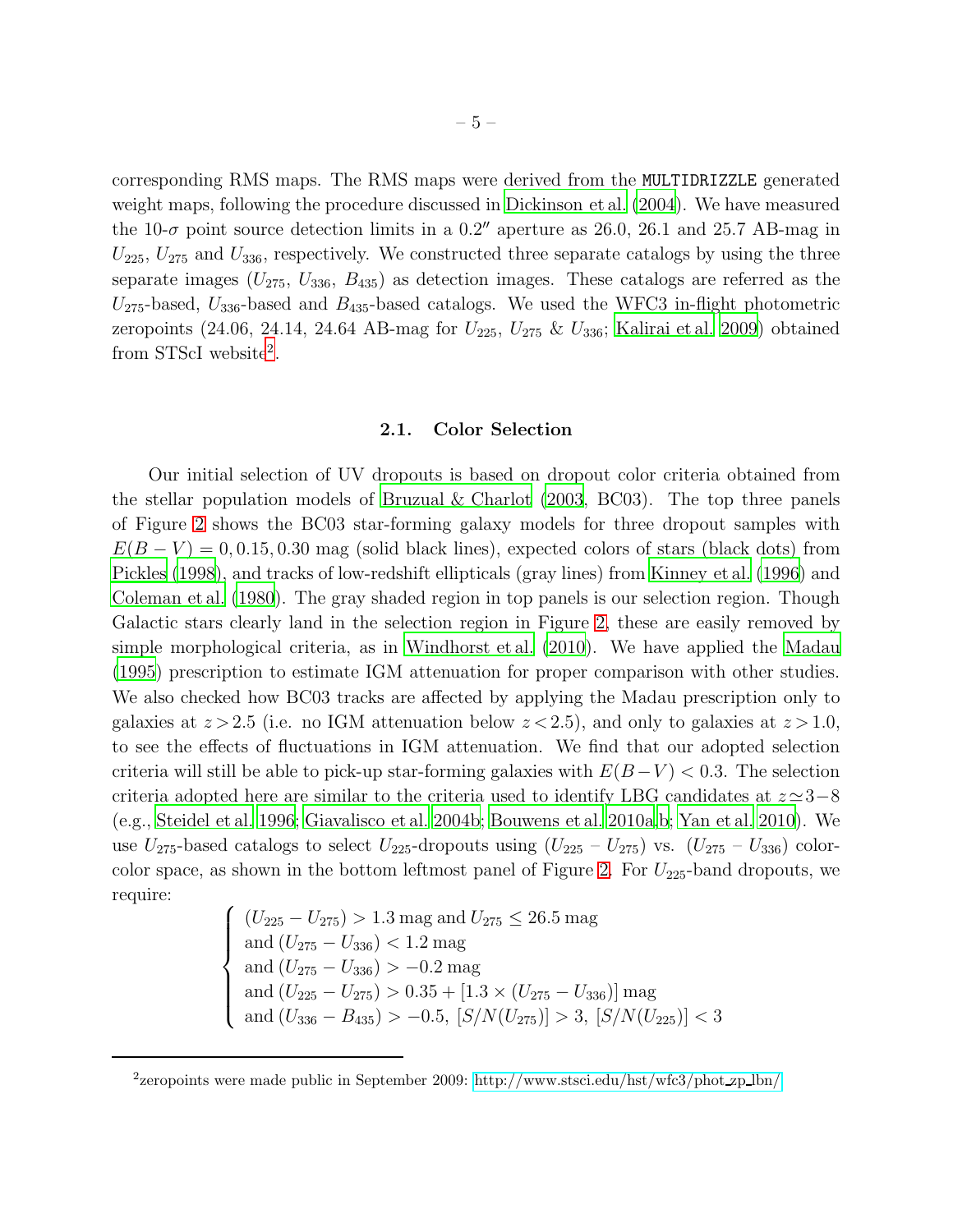corresponding RMS maps. The RMS maps were derived from the `MULTIDRIZZLE` generated weight maps, following the procedure discussed in Dickinson et al. (2004). We have measured the 10-$\sigma$ point source detection limits in a $0.2''$ aperture as 26.0, 26.1 and 25.7 AB-mag in $U_{225}$, $U_{275}$ and $U_{336}$, respectively. We constructed three separate catalogs by using the three separate images ($U_{275}$, $U_{336}$, $B_{435}$) as detection images. These catalogs are referred as the $U_{275}$-based, $U_{336}$-based and $B_{435}$-based catalogs. We used the WFC3 in-flight photometric zeropoints (24.06, 24.14, 24.64 AB-mag for $U_{225}$, $U_{275}$ & $U_{336}$; Kalirai et al. 2009) obtained from STScI website[2].

### 2.1. Color Selection

Our initial selection of UV dropouts is based on dropout color criteria obtained from the stellar population models of Bruzual & Charlot (2003, BC03). The top three panels of Figure 2 shows the BC03 star-forming galaxy models for three dropout samples with $E(B-V) = 0, 0.15, 0.30$ mag (solid black lines), expected colors of stars (black dots) from Pickles (1998), and tracks of low-redshift ellipticals (gray lines) from Kinney et al. (1996) and Coleman et al. (1980). The gray shaded region in top panels is our selection region. Though Galactic stars clearly land in the selection region in Figure 2, these are easily removed by simple morphological criteria, as in Windhorst et al. (2010). We have applied the Madau (1995) prescription to estimate IGM attenuation for proper comparison with other studies. We also checked how BC03 tracks are affected by applying the Madau prescription only to galaxies at $z > 2.5$ (i.e. no IGM attenuation below $z < 2.5$), and only to galaxies at $z > 1.0$, to see the effects of fluctuations in IGM attenuation. We find that our adopted selection criteria will still be able to pick-up star-forming galaxies with $E(B-V) < 0.3$. The selection criteria adopted here are similar to the criteria used to identify LBG candidates at $z \simeq 3-8$ (e.g., Steidel et al. 1996; Giavalisco et al. 2004b; Bouwens et al. 2010a,b; Yan et al. 2010). We use $U_{275}$-based catalogs to select $U_{225}$-dropouts using ($U_{225}$ – $U_{275}$) vs. ($U_{275}$ – $U_{336}$) color-color space, as shown in the bottom leftmost panel of Figure 2. For $U_{225}$-band dropouts, we require:

$$
\begin{cases}
(U_{225} - U_{275}) > 1.3 \text{ mag and } U_{275} \leq 26.5 \text{ mag} \\
\text{and } (U_{275} - U_{336}) < 1.2 \text{ mag} \\
\text{and } (U_{275} - U_{336}) > -0.2 \text{ mag} \\
\text{and } (U_{225} - U_{275}) > 0.35 + [1.3 \times (U_{275} - U_{336})] \text{ mag} \\
\text{and } (U_{336} - B_{435}) > -0.5,\ [S/N(U_{275})] > 3,\ [S/N(U_{225})] < 3
\end{cases}
$$

[2]zeropoints were made public in September 2009: http://www.stsci.edu/hst/wfc3/phot_zp_lbn/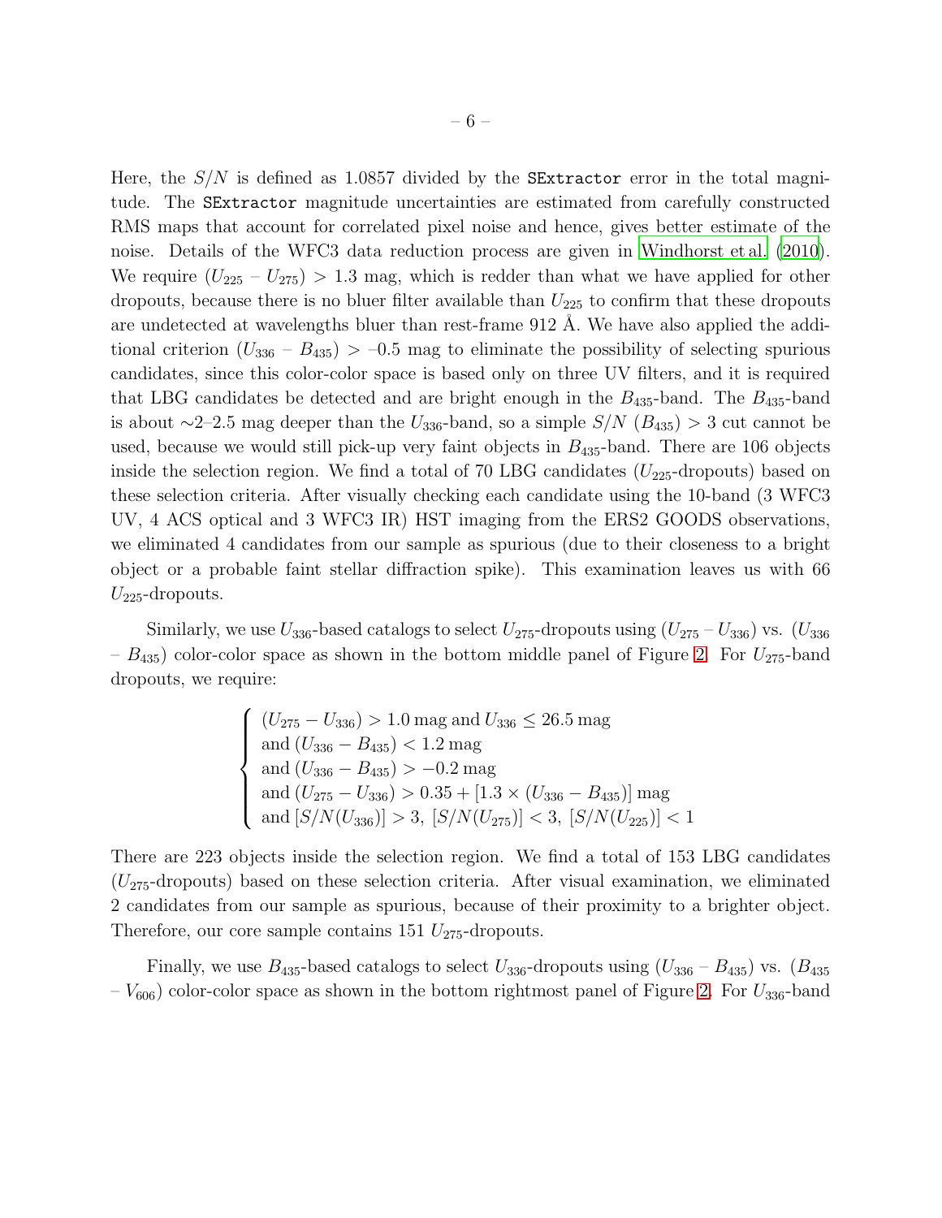Here, the $S/N$ is defined as 1.0857 divided by the `SExtractor` error in the total magnitude. The `SExtractor` magnitude uncertainties are estimated from carefully constructed RMS maps that account for correlated pixel noise and hence, gives better estimate of the noise. Details of the WFC3 data reduction process are given in Windhorst et al. (2010). We require $(U_{225} - U_{275}) > 1.3$ mag, which is redder than what we have applied for other dropouts, because there is no bluer filter available than $U_{225}$ to confirm that these dropouts are undetected at wavelengths bluer than rest-frame 912 Å. We have also applied the additional criterion $(U_{336} - B_{435}) > -0.5$ mag to eliminate the possibility of selecting spurious candidates, since this color-color space is based only on three UV filters, and it is required that LBG candidates be detected and are bright enough in the $B_{435}$-band. The $B_{435}$-band is about ∼2–2.5 mag deeper than the $U_{336}$-band, so a simple $S/N$ $(B_{435}) > 3$ cut cannot be used, because we would still pick-up very faint objects in $B_{435}$-band. There are 106 objects inside the selection region. We find a total of 70 LBG candidates ($U_{225}$-dropouts) based on these selection criteria. After visually checking each candidate using the 10-band (3 WFC3 UV, 4 ACS optical and 3 WFC3 IR) HST imaging from the ERS2 GOODS observations, we eliminated 4 candidates from our sample as spurious (due to their closeness to a bright object or a probable faint stellar diffraction spike). This examination leaves us with 66 $U_{225}$-dropouts.

Similarly, we use $U_{336}$-based catalogs to select $U_{275}$-dropouts using $(U_{275} - U_{336})$ vs. $(U_{336} - B_{435})$ color-color space as shown in the bottom middle panel of Figure 2. For $U_{275}$-band dropouts, we require:

$$\begin{cases} (U_{275} - U_{336}) > 1.0\,\text{mag and } U_{336} \leq 26.5\,\text{mag} \\ \text{and } (U_{336} - B_{435}) < 1.2\,\text{mag} \\ \text{and } (U_{336} - B_{435}) > -0.2\,\text{mag} \\ \text{and } (U_{275} - U_{336}) > 0.35 + [1.3 \times (U_{336} - B_{435})]\,\text{mag} \\ \text{and } [S/N(U_{336})] > 3,\ [S/N(U_{275})] < 3,\ [S/N(U_{225})] < 1 \end{cases}$$

There are 223 objects inside the selection region. We find a total of 153 LBG candidates ($U_{275}$-dropouts) based on these selection criteria. After visual examination, we eliminated 2 candidates from our sample as spurious, because of their proximity to a brighter object. Therefore, our core sample contains 151 $U_{275}$-dropouts.

Finally, we use $B_{435}$-based catalogs to select $U_{336}$-dropouts using $(U_{336} - B_{435})$ vs. $(B_{435} - V_{606})$ color-color space as shown in the bottom rightmost panel of Figure 2. For $U_{336}$-band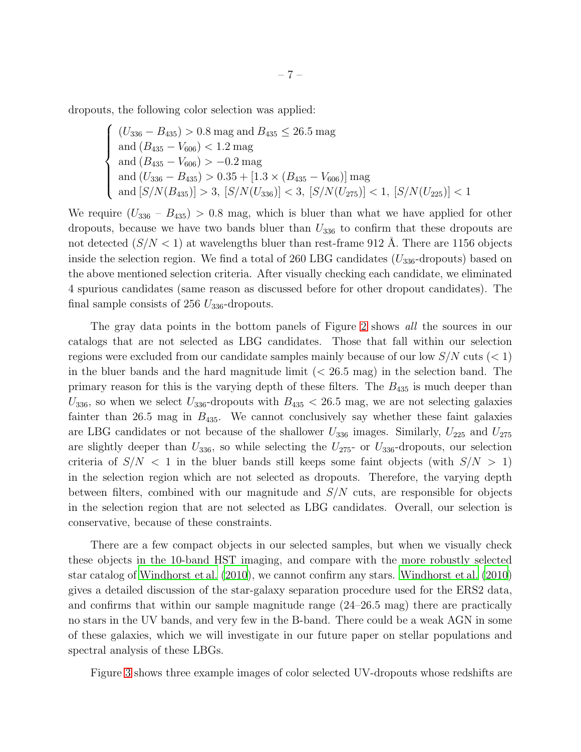dropouts, the following color selection was applied:

$$
\begin{cases}
(U_{336} - B_{435}) > 0.8\,\text{mag and } B_{435} \leq 26.5\,\text{mag} \\
\text{and } (B_{435} - V_{606}) < 1.2\,\text{mag} \\
\text{and } (B_{435} - V_{606}) > -0.2\,\text{mag} \\
\text{and } (U_{336} - B_{435}) > 0.35 + [1.3 \times (B_{435} - V_{606})]\,\text{mag} \\
\text{and } [S/N(B_{435})] > 3,\ [S/N(U_{336})] < 3,\ [S/N(U_{275})] < 1,\ [S/N(U_{225})] < 1
\end{cases}
$$

We require $(U_{336} - B_{435}) > 0.8$ mag, which is bluer than what we have applied for other dropouts, because we have two bands bluer than $U_{336}$ to confirm that these dropouts are not detected ($S/N < 1$) at wavelengths bluer than rest-frame 912 Å. There are 1156 objects inside the selection region. We find a total of 260 LBG candidates ($U_{336}$-dropouts) based on the above mentioned selection criteria. After visually checking each candidate, we eliminated 4 spurious candidates (same reason as discussed before for other dropout candidates). The final sample consists of 256 $U_{336}$-dropouts.

The gray data points in the bottom panels of Figure 2 shows *all* the sources in our catalogs that are not selected as LBG candidates. Those that fall within our selection regions were excluded from our candidate samples mainly because of our low $S/N$ cuts ($< 1$) in the bluer bands and the hard magnitude limit ($< 26.5$ mag) in the selection band. The primary reason for this is the varying depth of these filters. The $B_{435}$ is much deeper than $U_{336}$, so when we select $U_{336}$-dropouts with $B_{435} < 26.5$ mag, we are not selecting galaxies fainter than 26.5 mag in $B_{435}$. We cannot conclusively say whether these faint galaxies are LBG candidates or not because of the shallower $U_{336}$ images. Similarly, $U_{225}$ and $U_{275}$ are slightly deeper than $U_{336}$, so while selecting the $U_{275}$- or $U_{336}$-dropouts, our selection criteria of $S/N < 1$ in the bluer bands still keeps some faint objects (with $S/N > 1$) in the selection region which are not selected as dropouts. Therefore, the varying depth between filters, combined with our magnitude and $S/N$ cuts, are responsible for objects in the selection region that are not selected as LBG candidates. Overall, our selection is conservative, because of these constraints.

There are a few compact objects in our selected samples, but when we visually check these objects in the 10-band HST imaging, and compare with the more robustly selected star catalog of Windhorst et al. (2010), we cannot confirm any stars. Windhorst et al. (2010) gives a detailed discussion of the star-galaxy separation procedure used for the ERS2 data, and confirms that within our sample magnitude range (24–26.5 mag) there are practically no stars in the UV bands, and very few in the B-band. There could be a weak AGN in some of these galaxies, which we will investigate in our future paper on stellar populations and spectral analysis of these LBGs.

Figure 3 shows three example images of color selected UV-dropouts whose redshifts are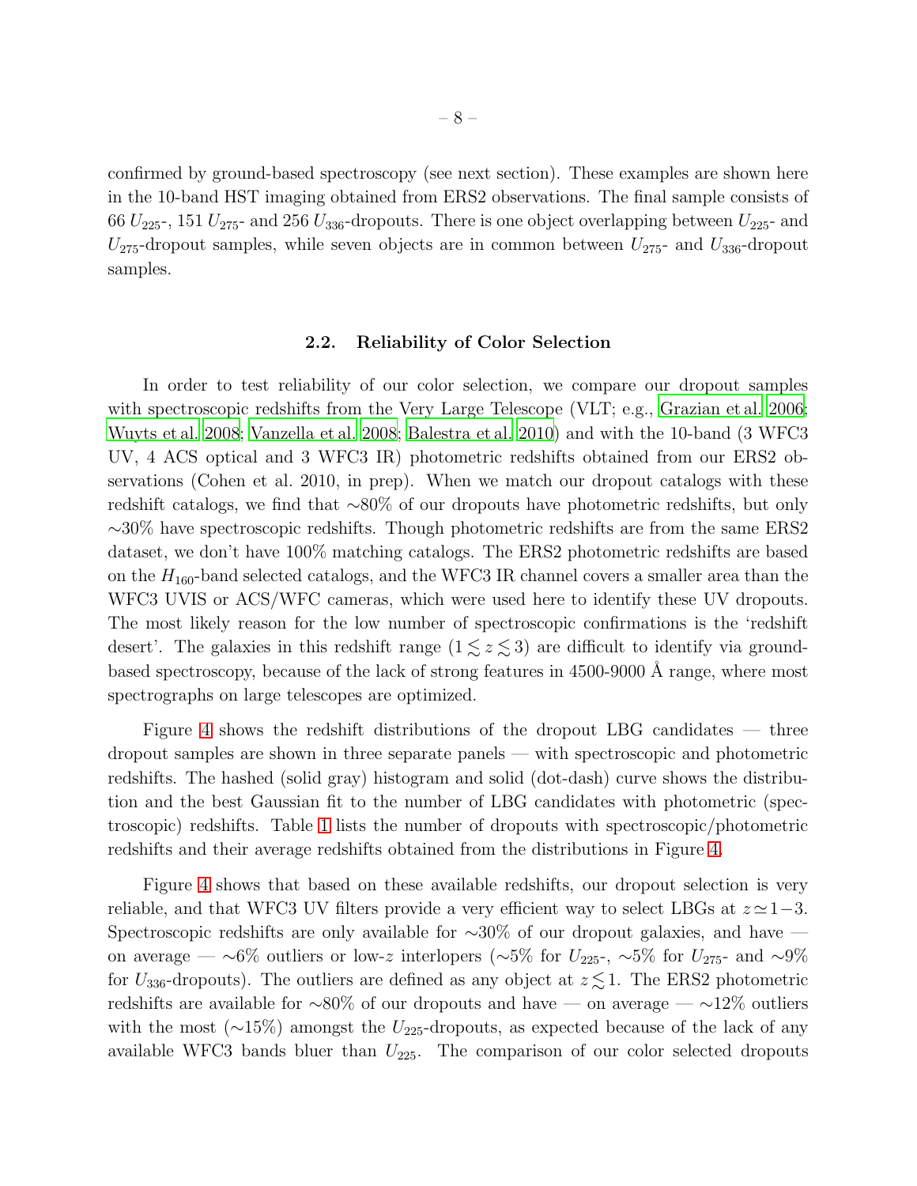confirmed by ground-based spectroscopy (see next section). These examples are shown here in the 10-band HST imaging obtained from ERS2 observations. The final sample consists of 66 $U_{225}$-, 151 $U_{275}$- and 256 $U_{336}$-dropouts. There is one object overlapping between $U_{225}$- and $U_{275}$-dropout samples, while seven objects are in common between $U_{275}$- and $U_{336}$-dropout samples.

### 2.2. Reliability of Color Selection

In order to test reliability of our color selection, we compare our dropout samples with spectroscopic redshifts from the Very Large Telescope (VLT; e.g., Grazian et al. 2006; Wuyts et al. 2008; Vanzella et al. 2008; Balestra et al. 2010) and with the 10-band (3 WFC3 UV, 4 ACS optical and 3 WFC3 IR) photometric redshifts obtained from our ERS2 observations (Cohen et al. 2010, in prep). When we match our dropout catalogs with these redshift catalogs, we find that ∼80% of our dropouts have photometric redshifts, but only ∼30% have spectroscopic redshifts. Though photometric redshifts are from the same ERS2 dataset, we don't have 100% matching catalogs. The ERS2 photometric redshifts are based on the $H_{160}$-band selected catalogs, and the WFC3 IR channel covers a smaller area than the WFC3 UVIS or ACS/WFC cameras, which were used here to identify these UV dropouts. The most likely reason for the low number of spectroscopic confirmations is the 'redshift desert'. The galaxies in this redshift range ($1 \lesssim z \lesssim 3$) are difficult to identify via ground-based spectroscopy, because of the lack of strong features in 4500-9000 Å range, where most spectrographs on large telescopes are optimized.

Figure 4 shows the redshift distributions of the dropout LBG candidates — three dropout samples are shown in three separate panels — with spectroscopic and photometric redshifts. The hashed (solid gray) histogram and solid (dot-dash) curve shows the distribution and the best Gaussian fit to the number of LBG candidates with photometric (spectroscopic) redshifts. Table 1 lists the number of dropouts with spectroscopic/photometric redshifts and their average redshifts obtained from the distributions in Figure 4.

Figure 4 shows that based on these available redshifts, our dropout selection is very reliable, and that WFC3 UV filters provide a very efficient way to select LBGs at $z \simeq 1-3$. Spectroscopic redshifts are only available for ∼30% of our dropout galaxies, and have — on average — ∼6% outliers or low-$z$ interlopers (∼5% for $U_{225}$-, ∼5% for $U_{275}$- and ∼9% for $U_{336}$-dropouts). The outliers are defined as any object at $z \lesssim 1$. The ERS2 photometric redshifts are available for ∼80% of our dropouts and have — on average — ∼12% outliers with the most (∼15%) amongst the $U_{225}$-dropouts, as expected because of the lack of any available WFC3 bands bluer than $U_{225}$. The comparison of our color selected dropouts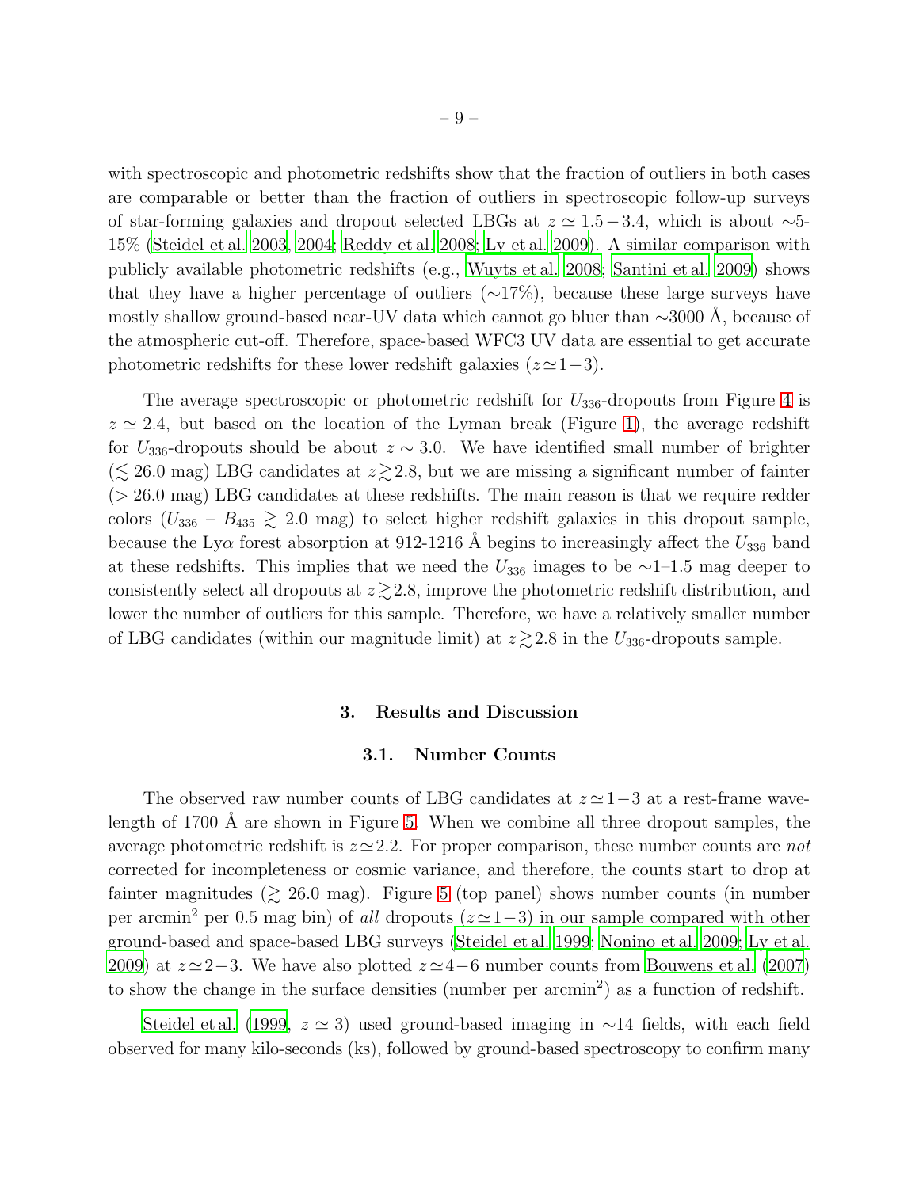with spectroscopic and photometric redshifts show that the fraction of outliers in both cases are comparable or better than the fraction of outliers in spectroscopic follow-up surveys of star-forming galaxies and dropout selected LBGs at $z \simeq 1.5-3.4$, which is about $\sim$5-15% (Steidel et al. 2003, 2004; Reddy et al. 2008; Ly et al. 2009). A similar comparison with publicly available photometric redshifts (e.g., Wuyts et al. 2008; Santini et al. 2009) shows that they have a higher percentage of outliers ($\sim$17%), because these large surveys have mostly shallow ground-based near-UV data which cannot go bluer than $\sim$3000 Å, because of the atmospheric cut-off. Therefore, space-based WFC3 UV data are essential to get accurate photometric redshifts for these lower redshift galaxies ($z \simeq 1-3$).

The average spectroscopic or photometric redshift for $U_{336}$-dropouts from Figure 4 is $z \simeq 2.4$, but based on the location of the Lyman break (Figure 1), the average redshift for $U_{336}$-dropouts should be about $z \sim 3.0$. We have identified small number of brighter ($\lesssim$ 26.0 mag) LBG candidates at $z \gtrsim 2.8$, but we are missing a significant number of fainter ($>$ 26.0 mag) LBG candidates at these redshifts. The main reason is that we require redder colors ($U_{336}$ – $B_{435} \gtrsim 2.0$ mag) to select higher redshift galaxies in this dropout sample, because the Ly$\alpha$ forest absorption at 912-1216 Å begins to increasingly affect the $U_{336}$ band at these redshifts. This implies that we need the $U_{336}$ images to be $\sim$1–1.5 mag deeper to consistently select all dropouts at $z \gtrsim 2.8$, improve the photometric redshift distribution, and lower the number of outliers for this sample. Therefore, we have a relatively smaller number of LBG candidates (within our magnitude limit) at $z \gtrsim 2.8$ in the $U_{336}$-dropouts sample.

## 3. Results and Discussion

### 3.1. Number Counts

The observed raw number counts of LBG candidates at $z \simeq 1-3$ at a rest-frame wavelength of 1700 Å are shown in Figure 5. When we combine all three dropout samples, the average photometric redshift is $z \simeq 2.2$. For proper comparison, these number counts are *not* corrected for incompleteness or cosmic variance, and therefore, the counts start to drop at fainter magnitudes ($\gtrsim$ 26.0 mag). Figure 5 (top panel) shows number counts (in number per arcmin$^2$ per 0.5 mag bin) of *all* dropouts ($z \simeq 1-3$) in our sample compared with other ground-based and space-based LBG surveys (Steidel et al. 1999; Nonino et al. 2009; Ly et al. 2009) at $z \simeq 2-3$. We have also plotted $z \simeq 4-6$ number counts from Bouwens et al. (2007) to show the change in the surface densities (number per arcmin$^2$) as a function of redshift.

Steidel et al. (1999, $z \simeq 3$) used ground-based imaging in $\sim$14 fields, with each field observed for many kilo-seconds (ks), followed by ground-based spectroscopy to confirm many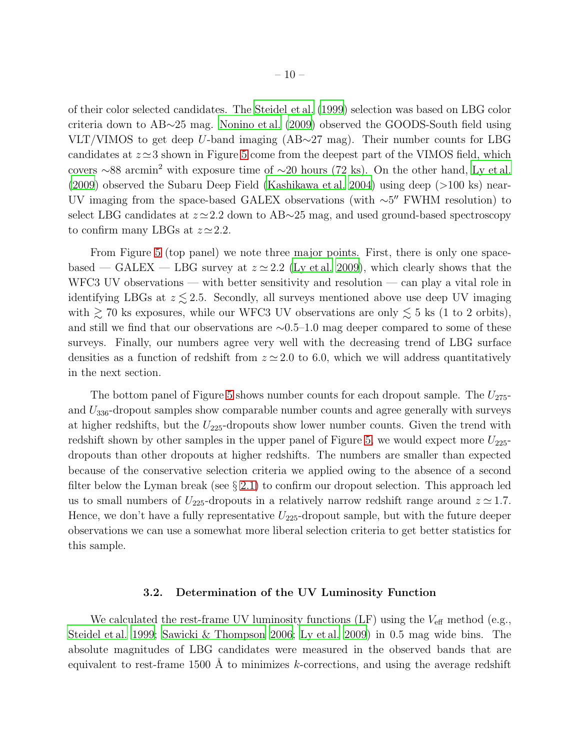of their color selected candidates. The Steidel et al. (1999) selection was based on LBG color criteria down to AB$\sim$25 mag. Nonino et al. (2009) observed the GOODS-South field using VLT/VIMOS to get deep $U$-band imaging (AB$\sim$27 mag). Their number counts for LBG candidates at $z\simeq3$ shown in Figure 5 come from the deepest part of the VIMOS field, which covers $\sim$88 arcmin$^2$ with exposure time of $\sim$20 hours (72 ks). On the other hand, Ly et al. (2009) observed the Subaru Deep Field (Kashikawa et al. 2004) using deep (>100 ks) near-UV imaging from the space-based GALEX observations (with $\sim5''$ FWHM resolution) to select LBG candidates at $z\simeq2.2$ down to AB$\sim$25 mag, and used ground-based spectroscopy to confirm many LBGs at $z\simeq2.2$.

From Figure 5 (top panel) we note three major points. First, there is only one space-based — GALEX — LBG survey at $z\simeq2.2$ (Ly et al. 2009), which clearly shows that the WFC3 UV observations — with better sensitivity and resolution — can play a vital role in identifying LBGs at $z\lesssim2.5$. Secondly, all surveys mentioned above use deep UV imaging with $\gtrsim$ 70 ks exposures, while our WFC3 UV observations are only $\lesssim$ 5 ks (1 to 2 orbits), and still we find that our observations are $\sim$0.5–1.0 mag deeper compared to some of these surveys. Finally, our numbers agree very well with the decreasing trend of LBG surface densities as a function of redshift from $z\simeq2.0$ to 6.0, which we will address quantitatively in the next section.

The bottom panel of Figure 5 shows number counts for each dropout sample. The $U_{275}$- and $U_{336}$-dropout samples show comparable number counts and agree generally with surveys at higher redshifts, but the $U_{225}$-dropouts show lower number counts. Given the trend with redshift shown by other samples in the upper panel of Figure 5, we would expect more $U_{225}$-dropouts than other dropouts at higher redshifts. The numbers are smaller than expected because of the conservative selection criteria we applied owing to the absence of a second filter below the Lyman break (see § 2.1) to confirm our dropout selection. This approach led us to small numbers of $U_{225}$-dropouts in a relatively narrow redshift range around $z\simeq1.7$. Hence, we don't have a fully representative $U_{225}$-dropout sample, but with the future deeper observations we can use a somewhat more liberal selection criteria to get better statistics for this sample.

### 3.2. Determination of the UV Luminosity Function

We calculated the rest-frame UV luminosity functions (LF) using the $V_{\rm eff}$ method (e.g., Steidel et al. 1999; Sawicki & Thompson 2006; Ly et al. 2009) in 0.5 mag wide bins. The absolute magnitudes of LBG candidates were measured in the observed bands that are equivalent to rest-frame 1500 Å to minimizes $k$-corrections, and using the average redshift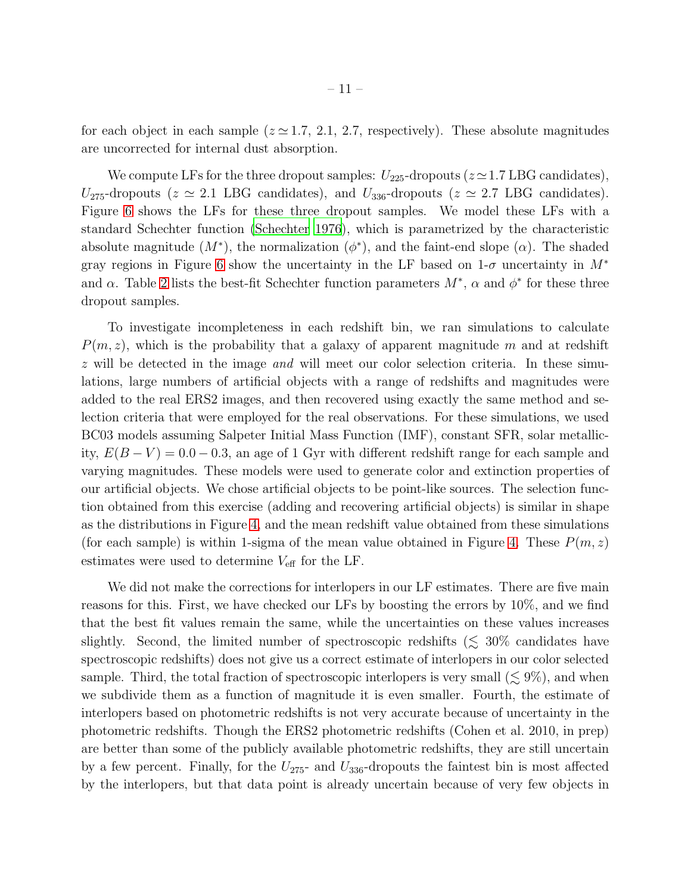for each object in each sample ($z \simeq 1.7$, 2.1, 2.7, respectively). These absolute magnitudes are uncorrected for internal dust absorption.

We compute LFs for the three dropout samples: $U_{225}$-dropouts ($z \simeq 1.7$ LBG candidates), $U_{275}$-dropouts ($z \simeq 2.1$ LBG candidates), and $U_{336}$-dropouts ($z \simeq 2.7$ LBG candidates). Figure 6 shows the LFs for these three dropout samples. We model these LFs with a standard Schechter function (Schechter 1976), which is parametrized by the characteristic absolute magnitude ($M^*$), the normalization ($\phi^*$), and the faint-end slope ($\alpha$). The shaded gray regions in Figure 6 show the uncertainty in the LF based on 1-$\sigma$ uncertainty in $M^*$ and $\alpha$. Table 2 lists the best-fit Schechter function parameters $M^*$, $\alpha$ and $\phi^*$ for these three dropout samples.

To investigate incompleteness in each redshift bin, we ran simulations to calculate $P(m, z)$, which is the probability that a galaxy of apparent magnitude $m$ and at redshift $z$ will be detected in the image *and* will meet our color selection criteria. In these simulations, large numbers of artificial objects with a range of redshifts and magnitudes were added to the real ERS2 images, and then recovered using exactly the same method and selection criteria that were employed for the real observations. For these simulations, we used BC03 models assuming Salpeter Initial Mass Function (IMF), constant SFR, solar metallicity, $E(B-V) = 0.0 - 0.3$, an age of 1 Gyr with different redshift range for each sample and varying magnitudes. These models were used to generate color and extinction properties of our artificial objects. We chose artificial objects to be point-like sources. The selection function obtained from this exercise (adding and recovering artificial objects) is similar in shape as the distributions in Figure 4, and the mean redshift value obtained from these simulations (for each sample) is within 1-sigma of the mean value obtained in Figure 4. These $P(m, z)$ estimates were used to determine $V_{\rm eff}$ for the LF.

We did not make the corrections for interlopers in our LF estimates. There are five main reasons for this. First, we have checked our LFs by boosting the errors by 10%, and we find that the best fit values remain the same, while the uncertainties on these values increases slightly. Second, the limited number of spectroscopic redshifts ($\lesssim$ 30% candidates have spectroscopic redshifts) does not give us a correct estimate of interlopers in our color selected sample. Third, the total fraction of spectroscopic interlopers is very small ($\lesssim$ 9%), and when we subdivide them as a function of magnitude it is even smaller. Fourth, the estimate of interlopers based on photometric redshifts is not very accurate because of uncertainty in the photometric redshifts. Though the ERS2 photometric redshifts (Cohen et al. 2010, in prep) are better than some of the publicly available photometric redshifts, they are still uncertain by a few percent. Finally, for the $U_{275}$- and $U_{336}$-dropouts the faintest bin is most affected by the interlopers, but that data point is already uncertain because of very few objects in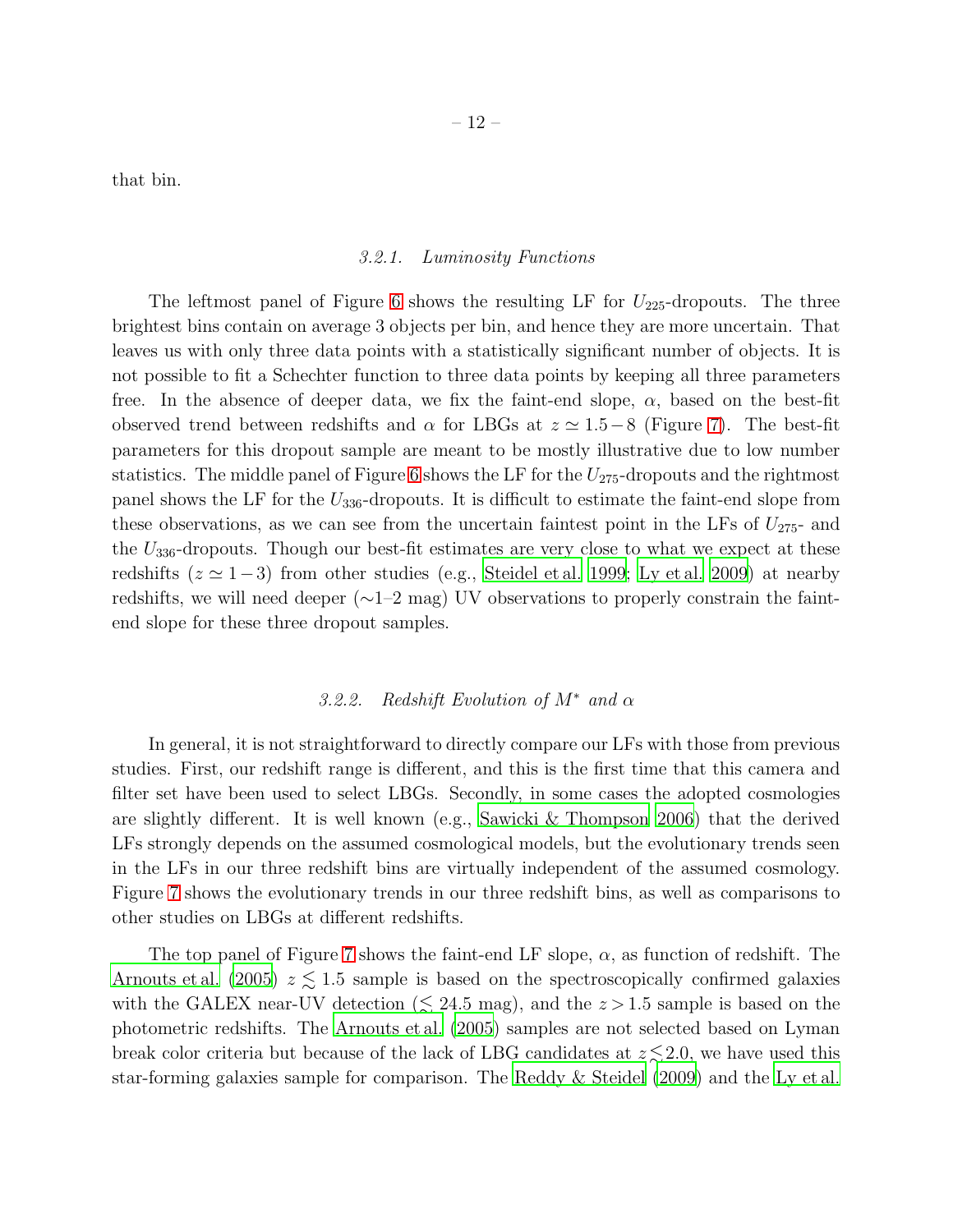that bin.

### 3.2.1. Luminosity Functions

The leftmost panel of Figure 6 shows the resulting LF for $U_{225}$-dropouts. The three brightest bins contain on average 3 objects per bin, and hence they are more uncertain. That leaves us with only three data points with a statistically significant number of objects. It is not possible to fit a Schechter function to three data points by keeping all three parameters free. In the absence of deeper data, we fix the faint-end slope, $\alpha$, based on the best-fit observed trend between redshifts and $\alpha$ for LBGs at $z \simeq 1.5-8$ (Figure 7). The best-fit parameters for this dropout sample are meant to be mostly illustrative due to low number statistics. The middle panel of Figure 6 shows the LF for the $U_{275}$-dropouts and the rightmost panel shows the LF for the $U_{336}$-dropouts. It is difficult to estimate the faint-end slope from these observations, as we can see from the uncertain faintest point in the LFs of $U_{275}$- and the $U_{336}$-dropouts. Though our best-fit estimates are very close to what we expect at these redshifts ($z \simeq 1-3$) from other studies (e.g., Steidel et al. 1999; Ly et al. 2009) at nearby redshifts, we will need deeper (∼1–2 mag) UV observations to properly constrain the faint-end slope for these three dropout samples.

### 3.2.2. Redshift Evolution of $M^*$ and $\alpha$

In general, it is not straightforward to directly compare our LFs with those from previous studies. First, our redshift range is different, and this is the first time that this camera and filter set have been used to select LBGs. Secondly, in some cases the adopted cosmologies are slightly different. It is well known (e.g., Sawicki & Thompson 2006) that the derived LFs strongly depends on the assumed cosmological models, but the evolutionary trends seen in the LFs in our three redshift bins are virtually independent of the assumed cosmology. Figure 7 shows the evolutionary trends in our three redshift bins, as well as comparisons to other studies on LBGs at different redshifts.

The top panel of Figure 7 shows the faint-end LF slope, $\alpha$, as function of redshift. The Arnouts et al. (2005) $z \lesssim 1.5$ sample is based on the spectroscopically confirmed galaxies with the GALEX near-UV detection ($\lesssim$ 24.5 mag), and the $z > 1.5$ sample is based on the photometric redshifts. The Arnouts et al. (2005) samples are not selected based on Lyman break color criteria but because of the lack of LBG candidates at $z \lesssim 2.0$, we have used this star-forming galaxies sample for comparison. The Reddy & Steidel (2009) and the Ly et al.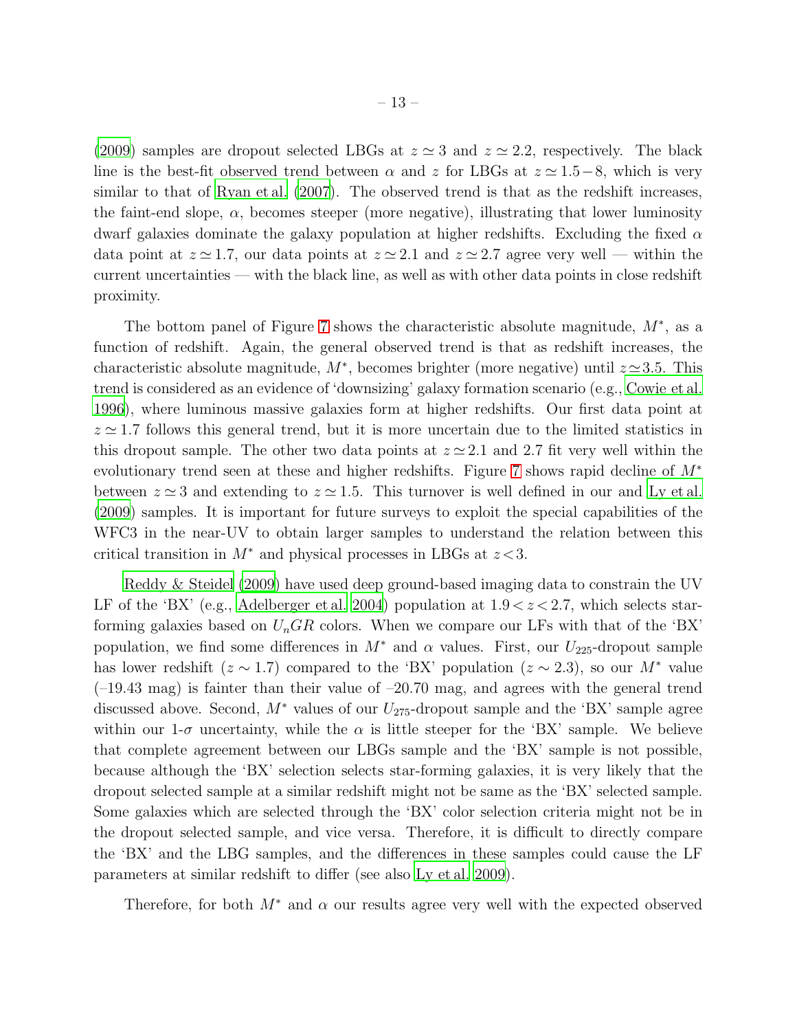(2009) samples are dropout selected LBGs at $z \simeq 3$ and $z \simeq 2.2$, respectively. The black line is the best-fit observed trend between $\alpha$ and $z$ for LBGs at $z \simeq 1.5 - 8$, which is very similar to that of Ryan et al. (2007). The observed trend is that as the redshift increases, the faint-end slope, $\alpha$, becomes steeper (more negative), illustrating that lower luminosity dwarf galaxies dominate the galaxy population at higher redshifts. Excluding the fixed $\alpha$ data point at $z \simeq 1.7$, our data points at $z \simeq 2.1$ and $z \simeq 2.7$ agree very well — within the current uncertainties — with the black line, as well as with other data points in close redshift proximity.

The bottom panel of Figure 7 shows the characteristic absolute magnitude, $M^*$, as a function of redshift. Again, the general observed trend is that as redshift increases, the characteristic absolute magnitude, $M^*$, becomes brighter (more negative) until $z \simeq 3.5$. This trend is considered as an evidence of 'downsizing' galaxy formation scenario (e.g., Cowie et al. 1996), where luminous massive galaxies form at higher redshifts. Our first data point at $z \simeq 1.7$ follows this general trend, but it is more uncertain due to the limited statistics in this dropout sample. The other two data points at $z \simeq 2.1$ and 2.7 fit very well within the evolutionary trend seen at these and higher redshifts. Figure 7 shows rapid decline of $M^*$ between $z \simeq 3$ and extending to $z \simeq 1.5$. This turnover is well defined in our and Ly et al. (2009) samples. It is important for future surveys to exploit the special capabilities of the WFC3 in the near-UV to obtain larger samples to understand the relation between this critical transition in $M^*$ and physical processes in LBGs at $z < 3$.

Reddy & Steidel (2009) have used deep ground-based imaging data to constrain the UV LF of the 'BX' (e.g., Adelberger et al. 2004) population at $1.9 < z < 2.7$, which selects star-forming galaxies based on $U_nGR$ colors. When we compare our LFs with that of the 'BX' population, we find some differences in $M^*$ and $\alpha$ values. First, our $U_{225}$-dropout sample has lower redshift ($z \sim 1.7$) compared to the 'BX' population ($z \sim 2.3$), so our $M^*$ value (–19.43 mag) is fainter than their value of –20.70 mag, and agrees with the general trend discussed above. Second, $M^*$ values of our $U_{275}$-dropout sample and the 'BX' sample agree within our 1-$\sigma$ uncertainty, while the $\alpha$ is little steeper for the 'BX' sample. We believe that complete agreement between our LBGs sample and the 'BX' sample is not possible, because although the 'BX' selection selects star-forming galaxies, it is very likely that the dropout selected sample at a similar redshift might not be same as the 'BX' selected sample. Some galaxies which are selected through the 'BX' color selection criteria might not be in the dropout selected sample, and vice versa. Therefore, it is difficult to directly compare the 'BX' and the LBG samples, and the differences in these samples could cause the LF parameters at similar redshift to differ (see also Ly et al. 2009).

Therefore, for both $M^*$ and $\alpha$ our results agree very well with the expected observed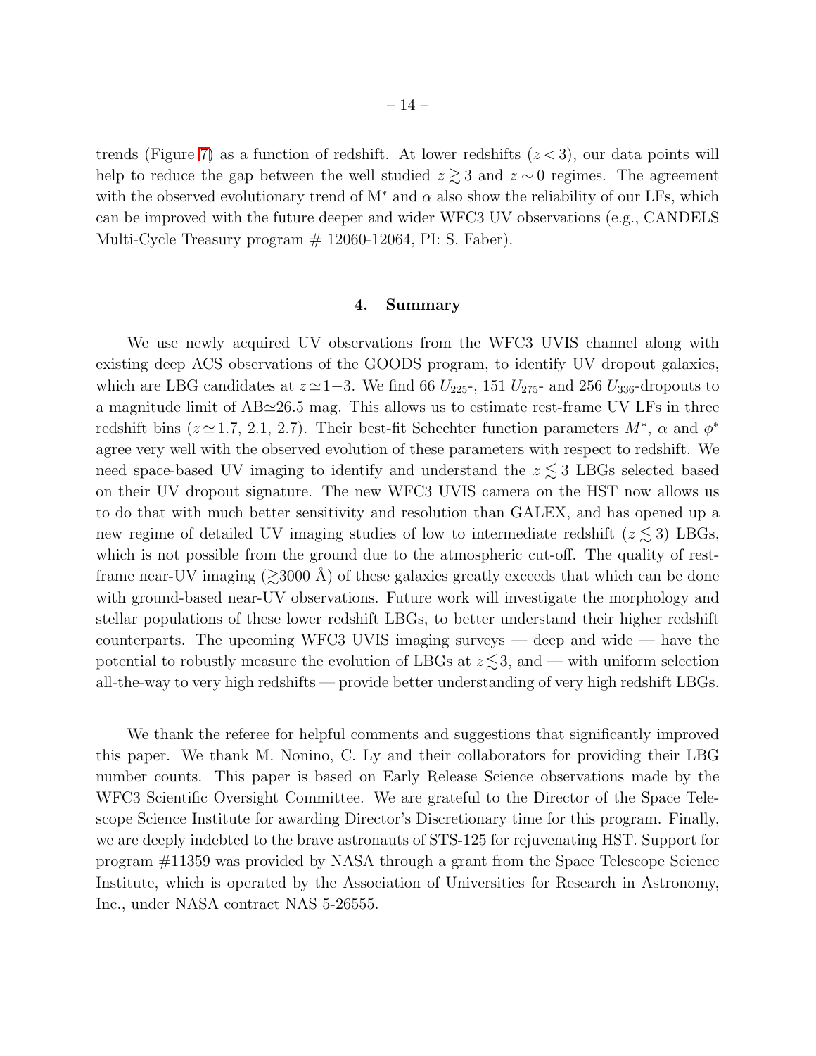trends (Figure 7) as a function of redshift. At lower redshifts ($z < 3$), our data points will help to reduce the gap between the well studied $z \gtrsim 3$ and $z \sim 0$ regimes. The agreement with the observed evolutionary trend of $M^*$ and $\alpha$ also show the reliability of our LFs, which can be improved with the future deeper and wider WFC3 UV observations (e.g., CANDELS Multi-Cycle Treasury program # 12060-12064, PI: S. Faber).

## 4. Summary

We use newly acquired UV observations from the WFC3 UVIS channel along with existing deep ACS observations of the GOODS program, to identify UV dropout galaxies, which are LBG candidates at $z \simeq 1-3$. We find 66 $U_{225}$-, 151 $U_{275}$- and 256 $U_{336}$-dropouts to a magnitude limit of AB$\simeq$26.5 mag. This allows us to estimate rest-frame UV LFs in three redshift bins ($z \simeq 1.7$, 2.1, 2.7). Their best-fit Schechter function parameters $M^*$, $\alpha$ and $\phi^*$ agree very well with the observed evolution of these parameters with respect to redshift. We need space-based UV imaging to identify and understand the $z \lesssim 3$ LBGs selected based on their UV dropout signature. The new WFC3 UVIS camera on the HST now allows us to do that with much better sensitivity and resolution than GALEX, and has opened up a new regime of detailed UV imaging studies of low to intermediate redshift ($z \lesssim 3$) LBGs, which is not possible from the ground due to the atmospheric cut-off. The quality of rest-frame near-UV imaging ($\gtrsim$3000 Å) of these galaxies greatly exceeds that which can be done with ground-based near-UV observations. Future work will investigate the morphology and stellar populations of these lower redshift LBGs, to better understand their higher redshift counterparts. The upcoming WFC3 UVIS imaging surveys — deep and wide — have the potential to robustly measure the evolution of LBGs at $z \lesssim 3$, and — with uniform selection all-the-way to very high redshifts — provide better understanding of very high redshift LBGs.

We thank the referee for helpful comments and suggestions that significantly improved this paper. We thank M. Nonino, C. Ly and their collaborators for providing their LBG number counts. This paper is based on Early Release Science observations made by the WFC3 Scientific Oversight Committee. We are grateful to the Director of the Space Telescope Science Institute for awarding Director's Discretionary time for this program. Finally, we are deeply indebted to the brave astronauts of STS-125 for rejuvenating HST. Support for program #11359 was provided by NASA through a grant from the Space Telescope Science Institute, which is operated by the Association of Universities for Research in Astronomy, Inc., under NASA contract NAS 5-26555.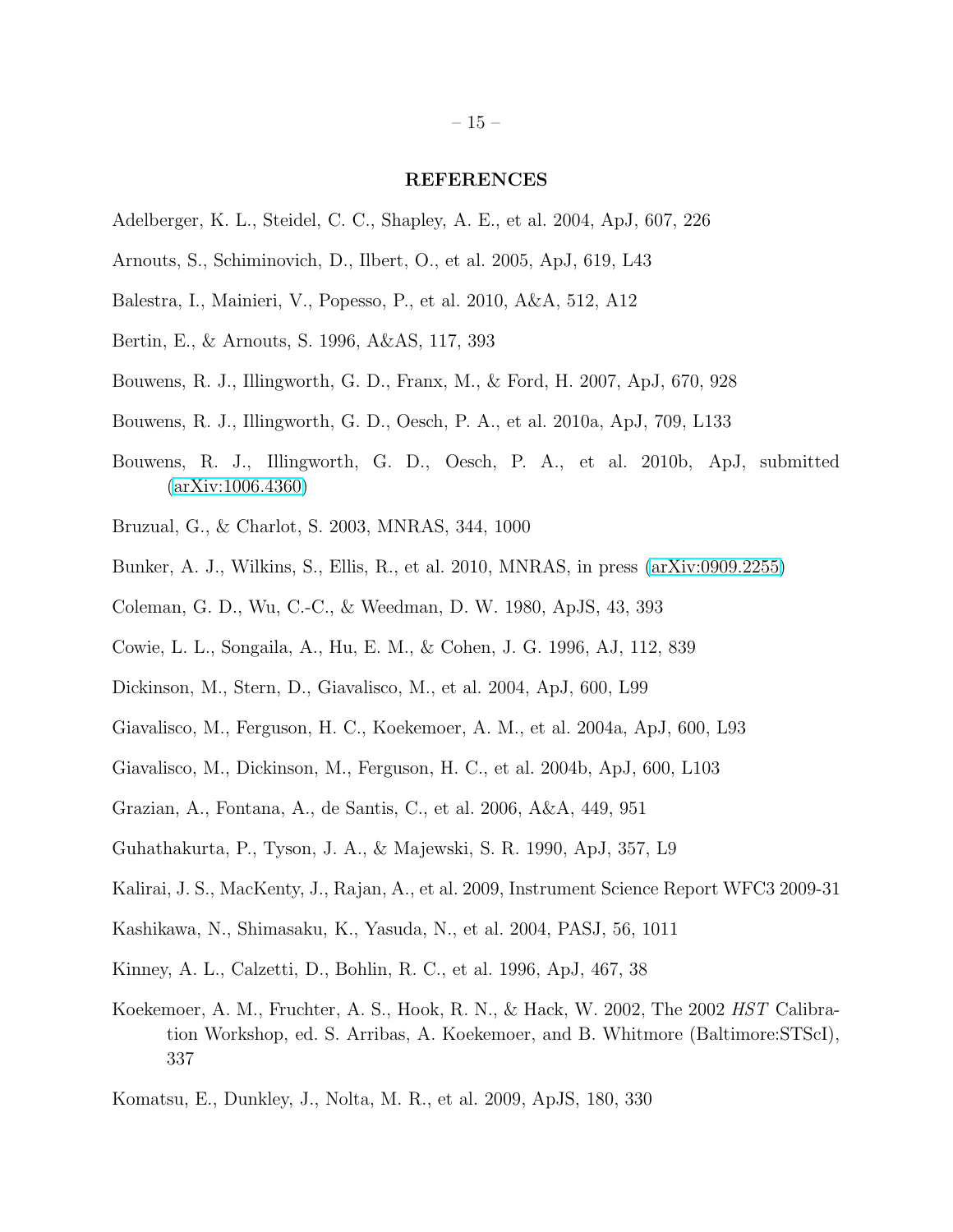## REFERENCES

Adelberger, K. L., Steidel, C. C., Shapley, A. E., et al. 2004, ApJ, 607, 226

Arnouts, S., Schiminovich, D., Ilbert, O., et al. 2005, ApJ, 619, L43

Balestra, I., Mainieri, V., Popesso, P., et al. 2010, A&A, 512, A12

Bertin, E., & Arnouts, S. 1996, A&AS, 117, 393

Bouwens, R. J., Illingworth, G. D., Franx, M., & Ford, H. 2007, ApJ, 670, 928

Bouwens, R. J., Illingworth, G. D., Oesch, P. A., et al. 2010a, ApJ, 709, L133

Bouwens, R. J., Illingworth, G. D., Oesch, P. A., et al. 2010b, ApJ, submitted (arXiv:1006.4360)

Bruzual, G., & Charlot, S. 2003, MNRAS, 344, 1000

Bunker, A. J., Wilkins, S., Ellis, R., et al. 2010, MNRAS, in press (arXiv:0909.2255)

Coleman, G. D., Wu, C.-C., & Weedman, D. W. 1980, ApJS, 43, 393

Cowie, L. L., Songaila, A., Hu, E. M., & Cohen, J. G. 1996, AJ, 112, 839

Dickinson, M., Stern, D., Giavalisco, M., et al. 2004, ApJ, 600, L99

Giavalisco, M., Ferguson, H. C., Koekemoer, A. M., et al. 2004a, ApJ, 600, L93

Giavalisco, M., Dickinson, M., Ferguson, H. C., et al. 2004b, ApJ, 600, L103

Grazian, A., Fontana, A., de Santis, C., et al. 2006, A&A, 449, 951

Guhathakurta, P., Tyson, J. A., & Majewski, S. R. 1990, ApJ, 357, L9

Kalirai, J. S., MacKenty, J., Rajan, A., et al. 2009, Instrument Science Report WFC3 2009-31

Kashikawa, N., Shimasaku, K., Yasuda, N., et al. 2004, PASJ, 56, 1011

Kinney, A. L., Calzetti, D., Bohlin, R. C., et al. 1996, ApJ, 467, 38

Koekemoer, A. M., Fruchter, A. S., Hook, R. N., & Hack, W. 2002, The 2002 *HST* Calibration Workshop, ed. S. Arribas, A. Koekemoer, and B. Whitmore (Baltimore:STScI), 337

Komatsu, E., Dunkley, J., Nolta, M. R., et al. 2009, ApJS, 180, 330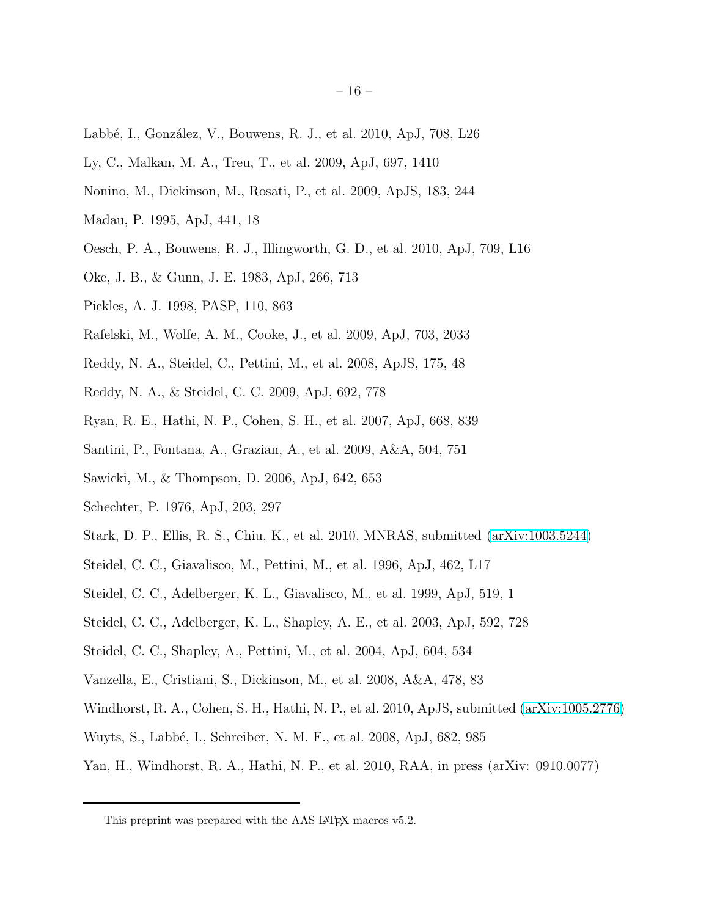Labbé, I., González, V., Bouwens, R. J., et al. 2010, ApJ, 708, L26

Ly, C., Malkan, M. A., Treu, T., et al. 2009, ApJ, 697, 1410

Nonino, M., Dickinson, M., Rosati, P., et al. 2009, ApJS, 183, 244

Madau, P. 1995, ApJ, 441, 18

Oesch, P. A., Bouwens, R. J., Illingworth, G. D., et al. 2010, ApJ, 709, L16

Oke, J. B., & Gunn, J. E. 1983, ApJ, 266, 713

Pickles, A. J. 1998, PASP, 110, 863

Rafelski, M., Wolfe, A. M., Cooke, J., et al. 2009, ApJ, 703, 2033

Reddy, N. A., Steidel, C., Pettini, M., et al. 2008, ApJS, 175, 48

Reddy, N. A., & Steidel, C. C. 2009, ApJ, 692, 778

Ryan, R. E., Hathi, N. P., Cohen, S. H., et al. 2007, ApJ, 668, 839

Santini, P., Fontana, A., Grazian, A., et al. 2009, A&A, 504, 751

Sawicki, M., & Thompson, D. 2006, ApJ, 642, 653

Schechter, P. 1976, ApJ, 203, 297

Stark, D. P., Ellis, R. S., Chiu, K., et al. 2010, MNRAS, submitted (arXiv:1003.5244)

Steidel, C. C., Giavalisco, M., Pettini, M., et al. 1996, ApJ, 462, L17

Steidel, C. C., Adelberger, K. L., Giavalisco, M., et al. 1999, ApJ, 519, 1

Steidel, C. C., Adelberger, K. L., Shapley, A. E., et al. 2003, ApJ, 592, 728

Steidel, C. C., Shapley, A., Pettini, M., et al. 2004, ApJ, 604, 534

Vanzella, E., Cristiani, S., Dickinson, M., et al. 2008, A&A, 478, 83

Windhorst, R. A., Cohen, S. H., Hathi, N. P., et al. 2010, ApJS, submitted (arXiv:1005.2776)

Wuyts, S., Labbé, I., Schreiber, N. M. F., et al. 2008, ApJ, 682, 985

Yan, H., Windhorst, R. A., Hathi, N. P., et al. 2010, RAA, in press (arXiv: 0910.0077)

---

This preprint was prepared with the AAS LaTeX macros v5.2.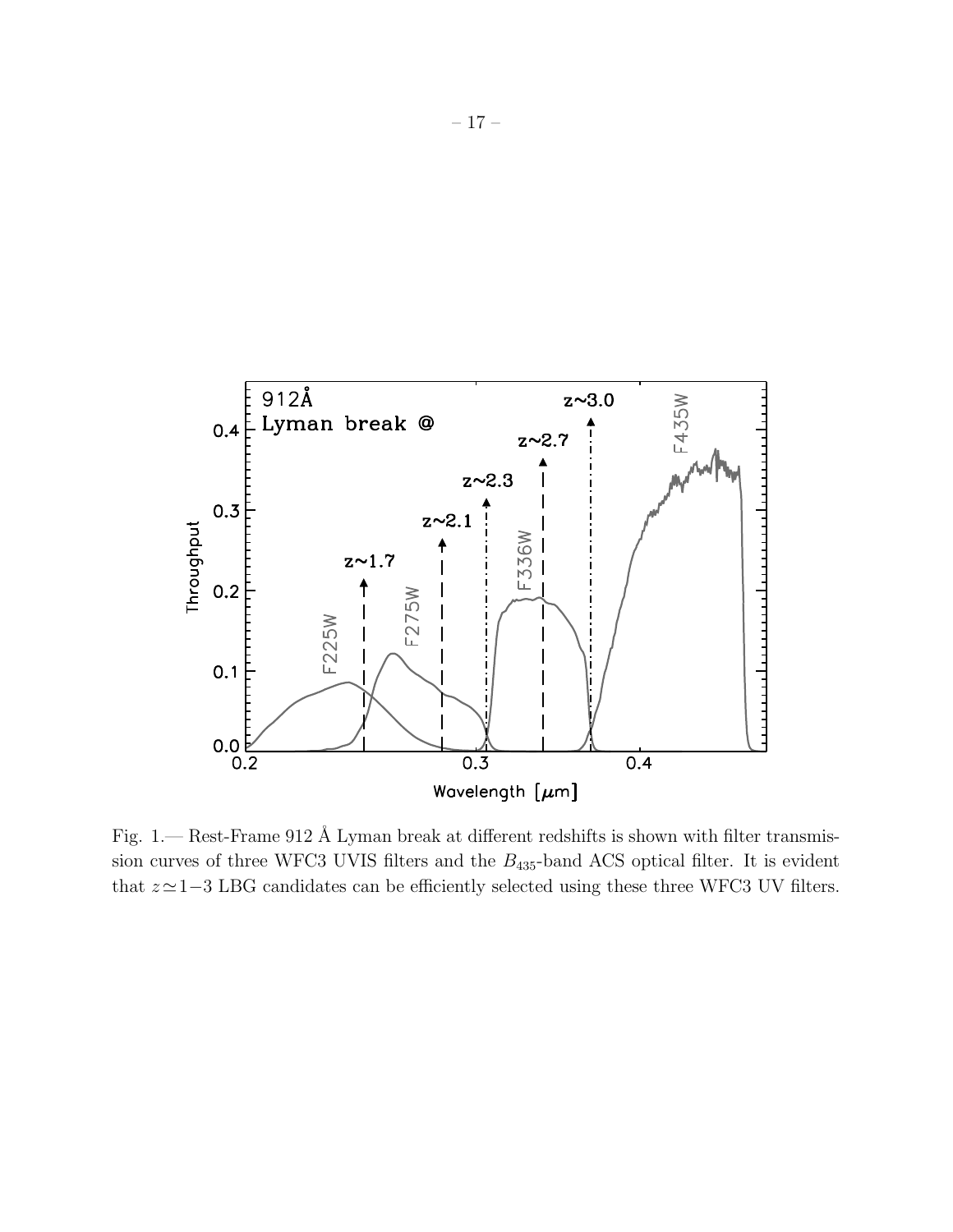Fig. 1.— Rest-Frame 912 Å Lyman break at different redshifts is shown with filter transmission curves of three WFC3 UVIS filters and the $B_{435}$-band ACS optical filter. It is evident that $z \simeq 1-3$ LBG candidates can be efficiently selected using these three WFC3 UV filters.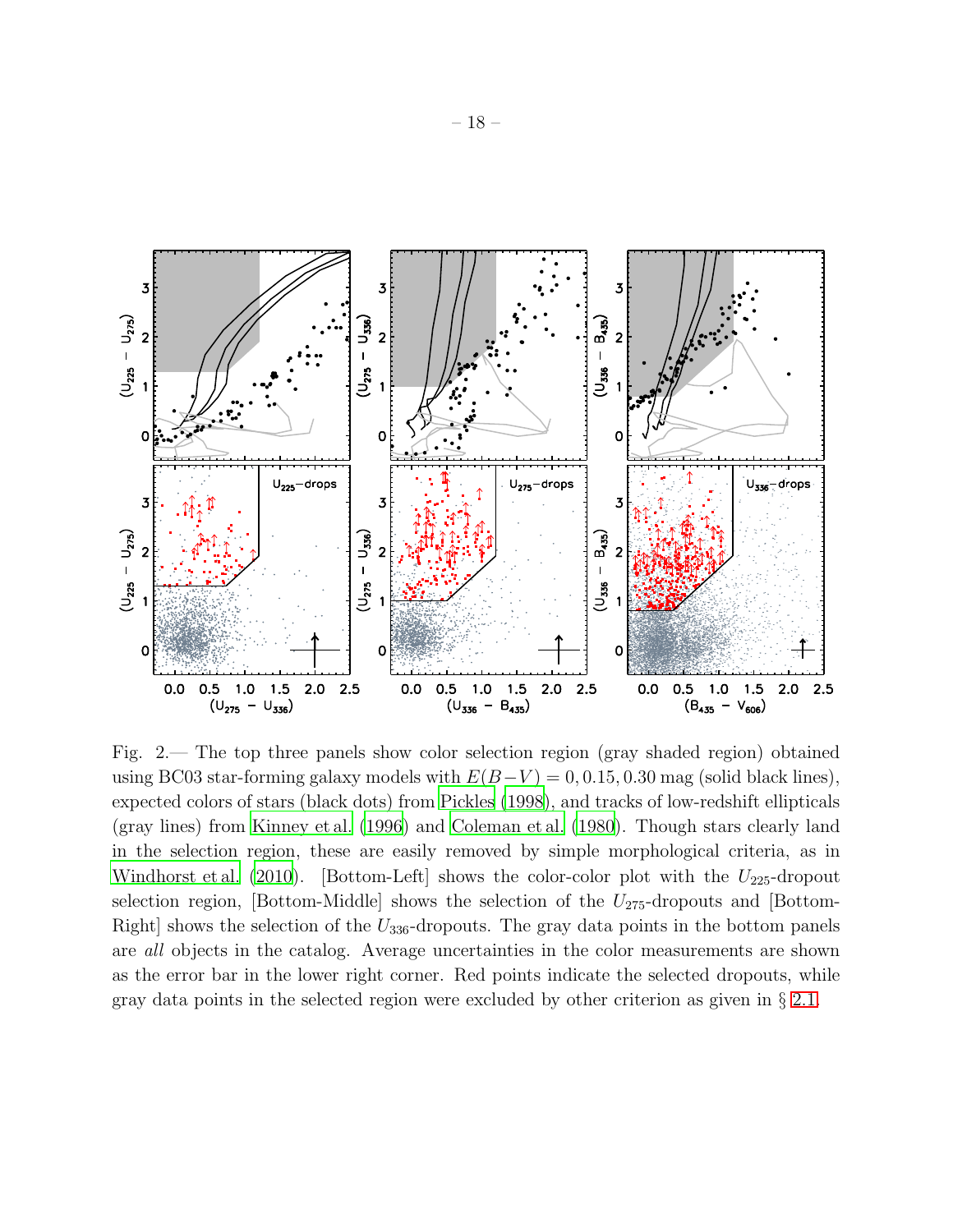Fig. 2.— The top three panels show color selection region (gray shaded region) obtained using BC03 star-forming galaxy models with $E(B-V) = 0, 0.15, 0.30$ mag (solid black lines), expected colors of stars (black dots) from Pickles (1998), and tracks of low-redshift ellipticals (gray lines) from Kinney et al. (1996) and Coleman et al. (1980). Though stars clearly land in the selection region, these are easily removed by simple morphological criteria, as in Windhorst et al. (2010). [Bottom-Left] shows the color-color plot with the $U_{225}$-dropout selection region, [Bottom-Middle] shows the selection of the $U_{275}$-dropouts and [Bottom-Right] shows the selection of the $U_{336}$-dropouts. The gray data points in the bottom panels are *all* objects in the catalog. Average uncertainties in the color measurements are shown as the error bar in the lower right corner. Red points indicate the selected dropouts, while gray data points in the selected region were excluded by other criterion as given in § 2.1.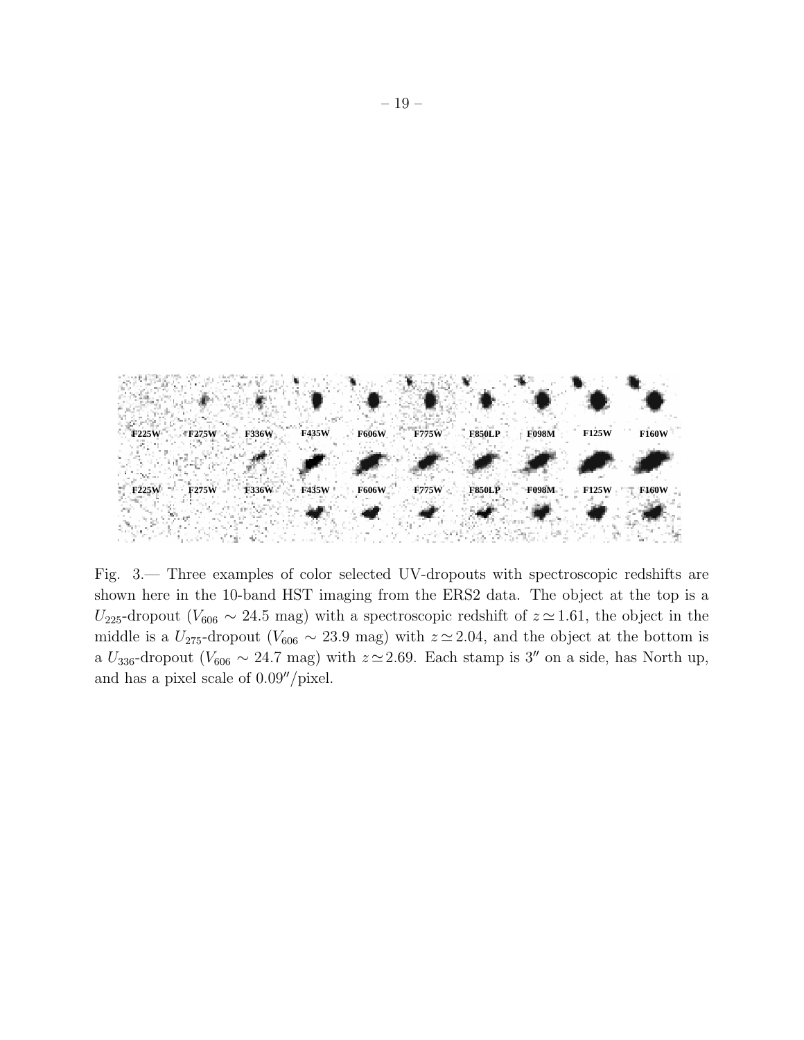Fig. 3.— Three examples of color selected UV-dropouts with spectroscopic redshifts are shown here in the 10-band HST imaging from the ERS2 data. The object at the top is a $U_{225}$-dropout ($V_{606} \sim 24.5$ mag) with a spectroscopic redshift of $z \simeq 1.61$, the object in the middle is a $U_{275}$-dropout ($V_{606} \sim 23.9$ mag) with $z \simeq 2.04$, and the object at the bottom is a $U_{336}$-dropout ($V_{606} \sim 24.7$ mag) with $z \simeq 2.69$. Each stamp is $3''$ on a side, has North up, and has a pixel scale of $0.09''$/pixel.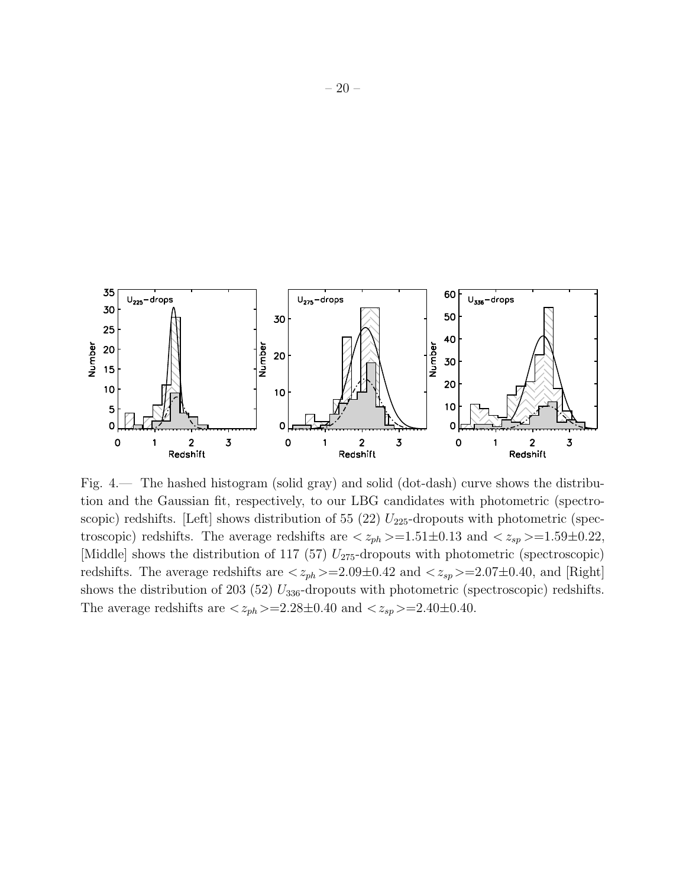Fig. 4.— The hashed histogram (solid gray) and solid (dot-dash) curve shows the distribution and the Gaussian fit, respectively, to our LBG candidates with photometric (spectroscopic) redshifts. [Left] shows distribution of 55 (22) $U_{225}$-dropouts with photometric (spectroscopic) redshifts. The average redshifts are $<z_{ph}>$=1.51±0.13 and $<z_{sp}>$=1.59±0.22, [Middle] shows the distribution of 117 (57) $U_{275}$-dropouts with photometric (spectroscopic) redshifts. The average redshifts are $<z_{ph}>$=2.09±0.42 and $<z_{sp}>$=2.07±0.40, and [Right] shows the distribution of 203 (52) $U_{336}$-dropouts with photometric (spectroscopic) redshifts. The average redshifts are $<z_{ph}>$=2.28±0.40 and $<z_{sp}>$=2.40±0.40.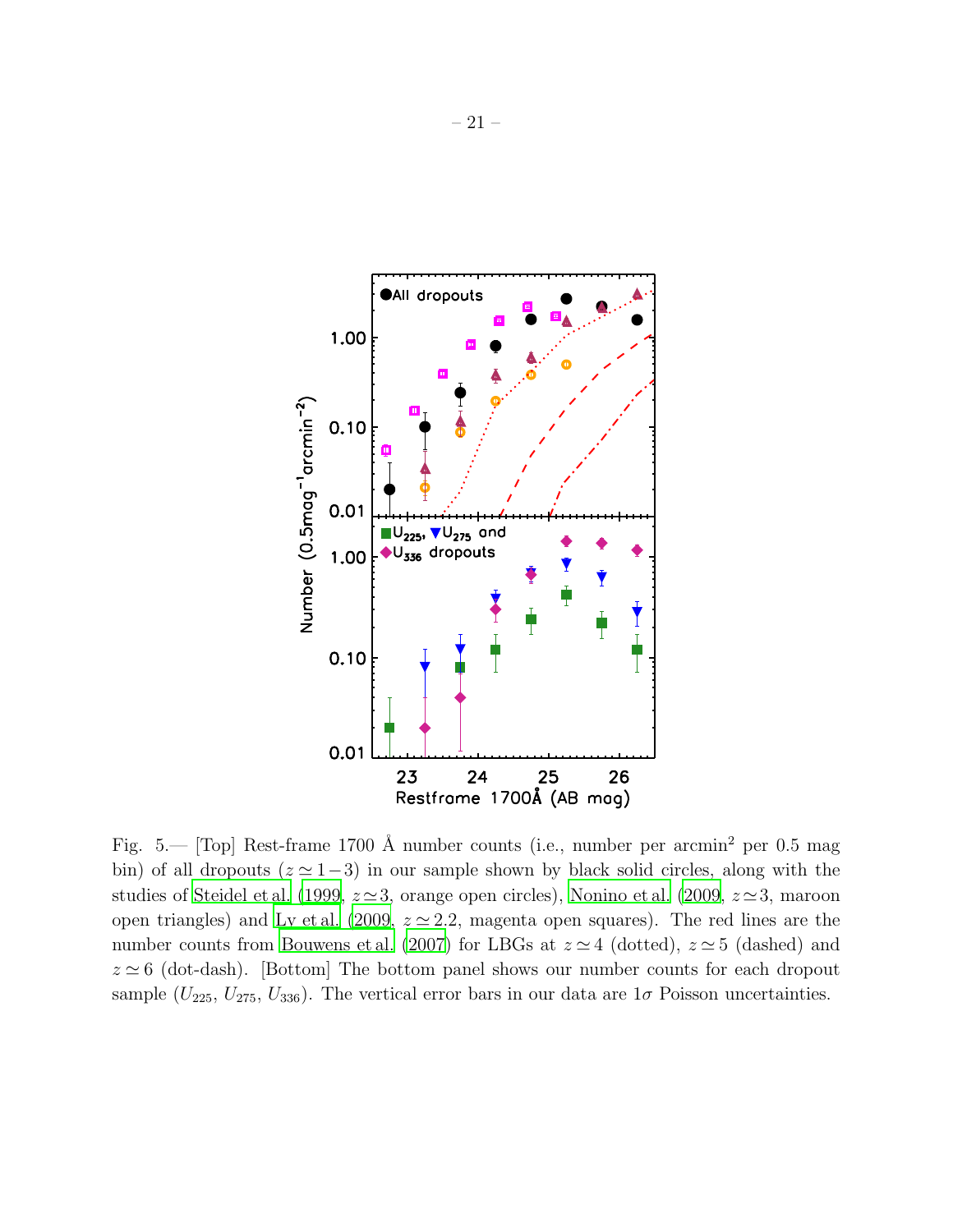Fig. 5.— [Top] Rest-frame 1700 Å number counts (i.e., number per arcmin$^2$ per 0.5 mag bin) of all dropouts ($z \simeq 1-3$) in our sample shown by black solid circles, along with the studies of Steidel et al. (1999, $z \simeq 3$, orange open circles), Nonino et al. (2009, $z \simeq 3$, maroon open triangles) and Ly et al. (2009, $z \simeq 2.2$, magenta open squares). The red lines are the number counts from Bouwens et al. (2007) for LBGs at $z \simeq 4$ (dotted), $z \simeq 5$ (dashed) and $z \simeq 6$ (dot-dash). [Bottom] The bottom panel shows our number counts for each dropout sample ($U_{225}$, $U_{275}$, $U_{336}$). The vertical error bars in our data are $1\sigma$ Poisson uncertainties.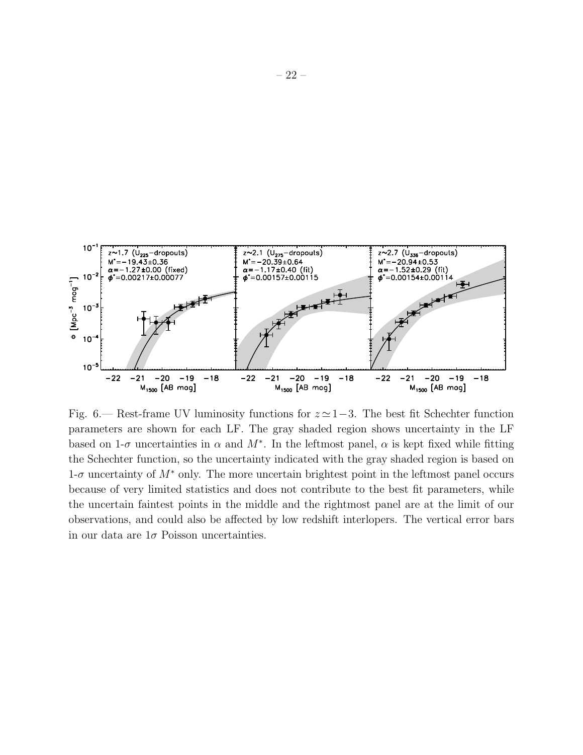Fig. 6.— Rest-frame UV luminosity functions for $z \simeq 1-3$. The best fit Schechter function parameters are shown for each LF. The gray shaded region shows uncertainty in the LF based on 1-$\sigma$ uncertainties in $\alpha$ and $M^*$. In the leftmost panel, $\alpha$ is kept fixed while fitting the Schechter function, so the uncertainty indicated with the gray shaded region is based on 1-$\sigma$ uncertainty of $M^*$ only. The more uncertain brightest point in the leftmost panel occurs because of very limited statistics and does not contribute to the best fit parameters, while the uncertain faintest points in the middle and the rightmost panel are at the limit of our observations, and could also be affected by low redshift interlopers. The vertical error bars in our data are $1\sigma$ Poisson uncertainties.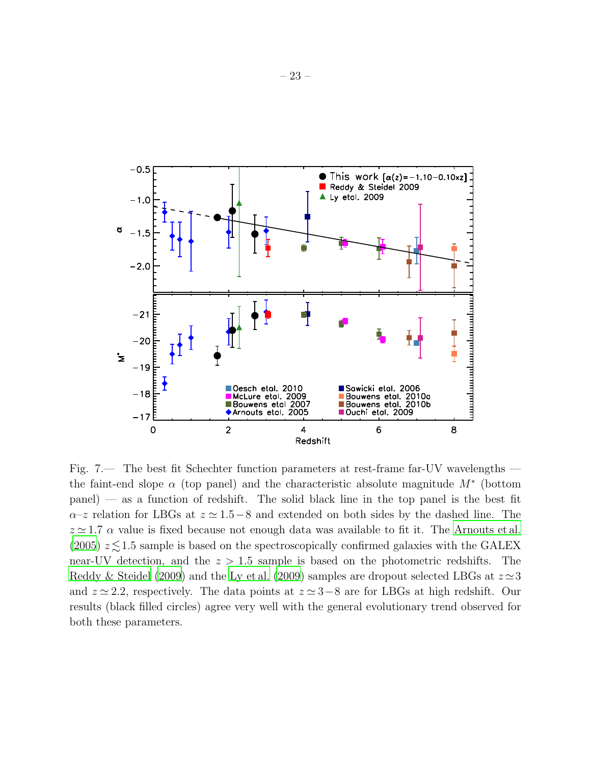Fig. 7.— The best fit Schechter function parameters at rest-frame far-UV wavelengths — the faint-end slope $\alpha$ (top panel) and the characteristic absolute magnitude $M^*$ (bottom panel) — as a function of redshift. The solid black line in the top panel is the best fit $\alpha$–$z$ relation for LBGs at $z \simeq 1.5-8$ and extended on both sides by the dashed line. The $z \simeq 1.7$ $\alpha$ value is fixed because not enough data was available to fit it. The Arnouts et al. (2005) $z \lesssim 1.5$ sample is based on the spectroscopically confirmed galaxies with the GALEX near-UV detection, and the $z > 1.5$ sample is based on the photometric redshifts. The Reddy & Steidel (2009) and the Ly et al. (2009) samples are dropout selected LBGs at $z \simeq 3$ and $z \simeq 2.2$, respectively. The data points at $z \simeq 3-8$ are for LBGs at high redshift. Our results (black filled circles) agree very well with the general evolutionary trend observed for both these parameters.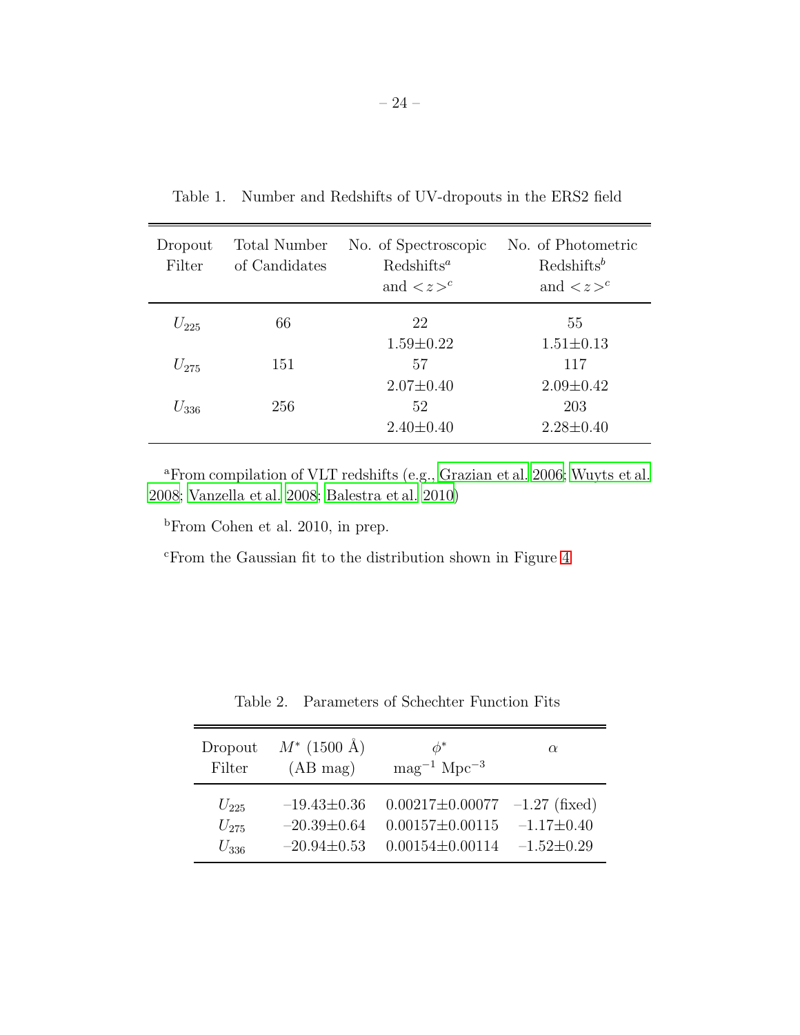Table 1. Number and Redshifts of UV-dropouts in the ERS2 field

| Dropout Filter | Total Number of Candidates | No. of Spectroscopic Redshifts[a] and $<z>$[c] | No. of Photometric Redshifts[b] and $<z>$[c] |
|---|---|---|---|
| $U_{225}$ | 66 | 22 | 55 |
| | | 1.59±0.22 | 1.51±0.13 |
| $U_{275}$ | 151 | 57 | 117 |
| | | 2.07±0.40 | 2.09±0.42 |
| $U_{336}$ | 256 | 52 | 203 |
| | | 2.40±0.40 | 2.28±0.40 |

[a]From compilation of VLT redshifts (e.g., Grazian et al. 2006; Wuyts et al. 2008; Vanzella et al. 2008; Balestra et al. 2010)

[b]From Cohen et al. 2010, in prep.

[c]From the Gaussian fit to the distribution shown in Figure 4

Table 2. Parameters of Schechter Function Fits

| Dropout Filter | $M^*$ (1500 Å) (AB mag) | $\phi^*$ mag$^{-1}$ Mpc$^{-3}$ | $\alpha$ |
|---|---|---|---|
| $U_{225}$ | –19.43±0.36 | 0.00217±0.00077 | –1.27 (fixed) |
| $U_{275}$ | –20.39±0.64 | 0.00157±0.00115 | –1.17±0.40 |
| $U_{336}$ | –20.94±0.53 | 0.00154±0.00114 | –1.52±0.29 |